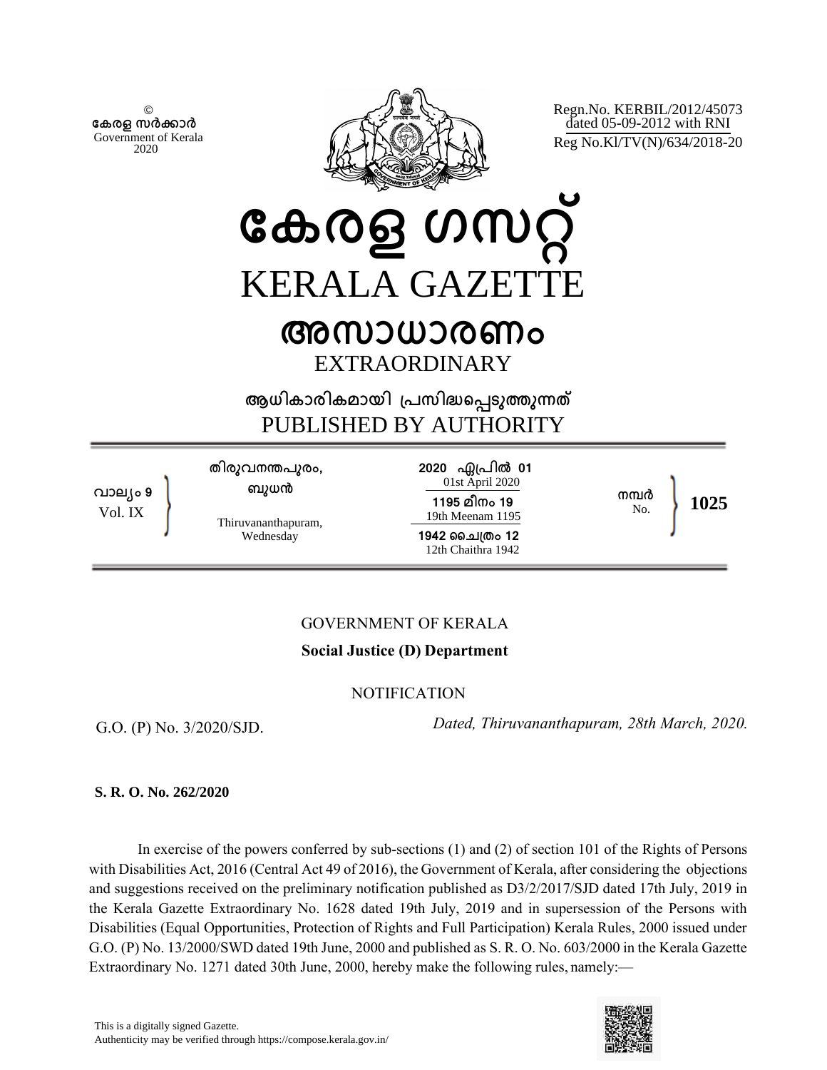© കേരള സർക്കാർ
Government of Kerala
2020

Regn.No. KERBIL/2012/45073
dated 05-09-2012 with RNI
Reg No.Kl/TV(N)/634/2018-20

# കേരള ഗസറ്റ്
# KERALA GAZETTE

## അസാധാരണം
## EXTRAORDINARY

### ആധികാരികമായി പ്രസിദ്ധപ്പെടുത്തുന്നത്
### PUBLISHED BY AUTHORITY

| വാല്യം 9 Vol. IX | തിരുവനന്തപുരം, ബുധൻ Thiruvananthapuram, Wednesday | 2020 ഏപ്രിൽ 01 01st April 2020 1195 മീനം 19 19th Meenam 1195 1942 ചൈത്രം 12 12th Chaithra 1942 | നമ്പർ No. | 1025 |
|---|---|---|---|---|

GOVERNMENT OF KERALA

**Social Justice (D) Department**

NOTIFICATION

G.O. (P) No. 3/2020/SJD. *Dated, Thiruvananthapuram, 28th March, 2020.*

**S. R. O. No. 262/2020**

In exercise of the powers conferred by sub-sections (1) and (2) of section 101 of the Rights of Persons with Disabilities Act, 2016 (Central Act 49 of 2016), the Government of Kerala, after considering the objections and suggestions received on the preliminary notification published as D3/2/2017/SJD dated 17th July, 2019 in the Kerala Gazette Extraordinary No. 1628 dated 19th July, 2019 and in supersession of the Persons with Disabilities (Equal Opportunities, Protection of Rights and Full Participation) Kerala Rules, 2000 issued under G.O. (P) No. 13/2000/SWD dated 19th June, 2000 and published as S. R. O. No. 603/2000 in the Kerala Gazette Extraordinary No. 1271 dated 30th June, 2000, hereby make the following rules, namely:—

This is a digitally signed Gazette.
Authenticity may be verified through https://compose.kerala.gov.in/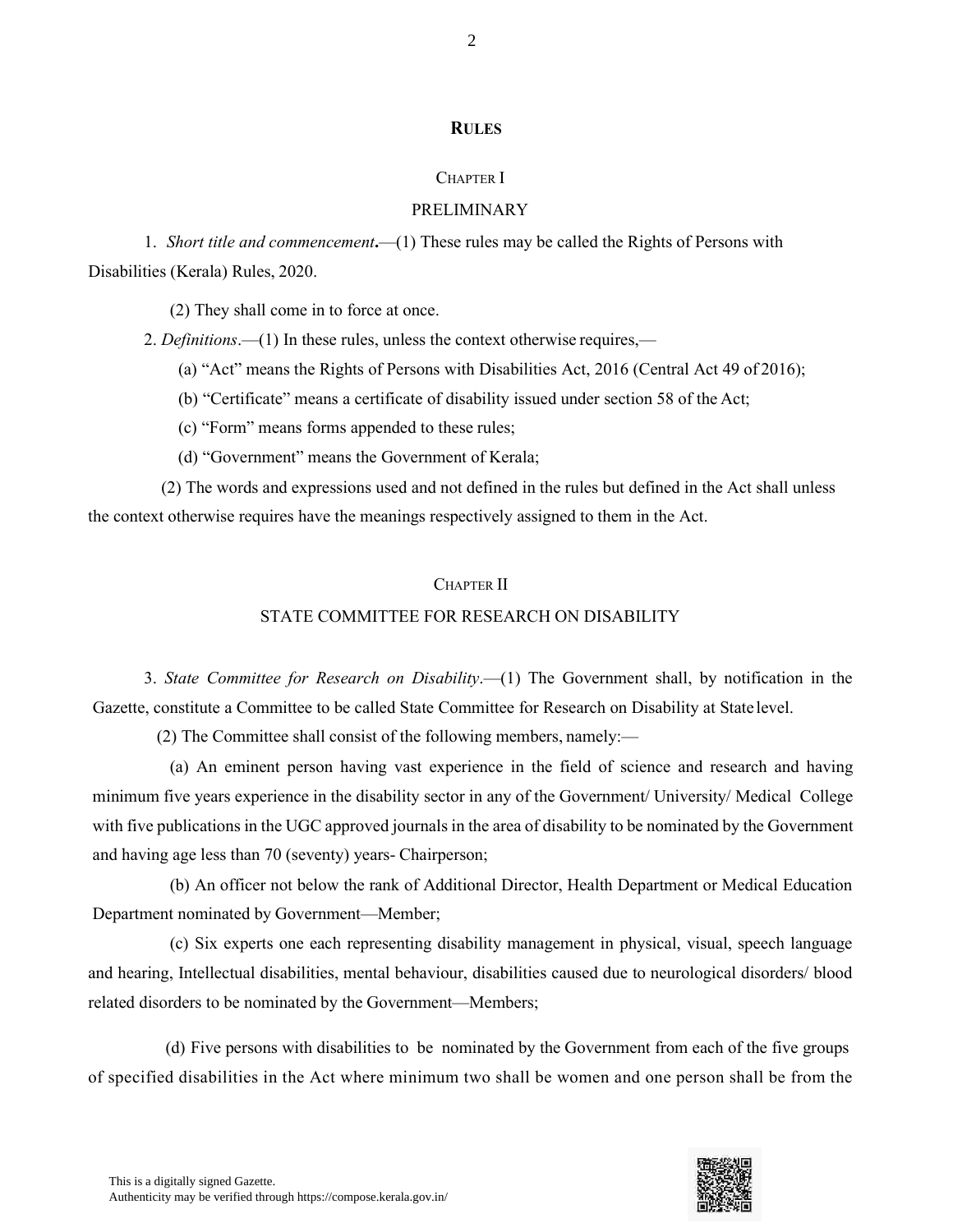# RULES

## CHAPTER I

## PRELIMINARY

1. *Short title and commencement*.—(1) These rules may be called the Rights of Persons with Disabilities (Kerala) Rules, 2020.

(2) They shall come in to force at once.

2. *Definitions*.—(1) In these rules, unless the context otherwise requires,—

(a) "Act" means the Rights of Persons with Disabilities Act, 2016 (Central Act 49 of 2016);

(b) "Certificate" means a certificate of disability issued under section 58 of the Act;

(c) "Form" means forms appended to these rules;

(d) "Government" means the Government of Kerala;

(2) The words and expressions used and not defined in the rules but defined in the Act shall unless the context otherwise requires have the meanings respectively assigned to them in the Act.

## CHAPTER II

## STATE COMMITTEE FOR RESEARCH ON DISABILITY

3. *State Committee for Research on Disability*.—(1) The Government shall, by notification in the Gazette, constitute a Committee to be called State Committee for Research on Disability at State level.

(2) The Committee shall consist of the following members, namely:—

(a) An eminent person having vast experience in the field of science and research and having minimum five years experience in the disability sector in any of the Government/ University/ Medical College with five publications in the UGC approved journals in the area of disability to be nominated by the Government and having age less than 70 (seventy) years- Chairperson;

(b) An officer not below the rank of Additional Director, Health Department or Medical Education Department nominated by Government—Member;

(c) Six experts one each representing disability management in physical, visual, speech language and hearing, Intellectual disabilities, mental behaviour, disabilities caused due to neurological disorders/ blood related disorders to be nominated by the Government—Members;

(d) Five persons with disabilities to be nominated by the Government from each of the five groups of specified disabilities in the Act where minimum two shall be women and one person shall be from the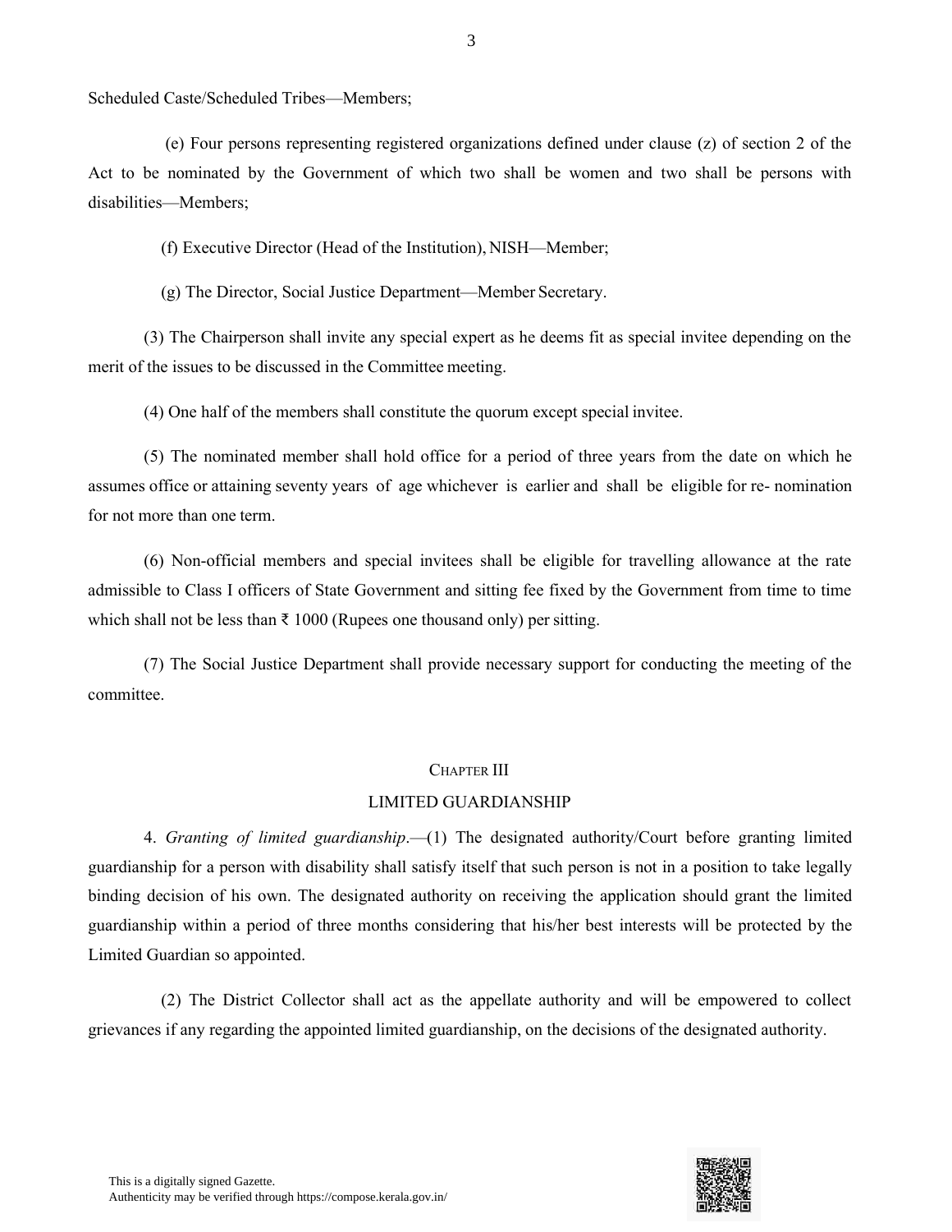Scheduled Caste/Scheduled Tribes—Members;

(e) Four persons representing registered organizations defined under clause (z) of section 2 of the Act to be nominated by the Government of which two shall be women and two shall be persons with disabilities—Members;

(f) Executive Director (Head of the Institution), NISH—Member;

(g) The Director, Social Justice Department—Member Secretary.

(3) The Chairperson shall invite any special expert as he deems fit as special invitee depending on the merit of the issues to be discussed in the Committee meeting.

(4) One half of the members shall constitute the quorum except special invitee.

(5) The nominated member shall hold office for a period of three years from the date on which he assumes office or attaining seventy years of age whichever is earlier and shall be eligible for re- nomination for not more than one term.

(6) Non-official members and special invitees shall be eligible for travelling allowance at the rate admissible to Class I officers of State Government and sitting fee fixed by the Government from time to time which shall not be less than ₹ 1000 (Rupees one thousand only) per sitting.

(7) The Social Justice Department shall provide necessary support for conducting the meeting of the committee.

## CHAPTER III

## LIMITED GUARDIANSHIP

4. *Granting of limited guardianship*.—(1) The designated authority/Court before granting limited guardianship for a person with disability shall satisfy itself that such person is not in a position to take legally binding decision of his own. The designated authority on receiving the application should grant the limited guardianship within a period of three months considering that his/her best interests will be protected by the Limited Guardian so appointed.

(2) The District Collector shall act as the appellate authority and will be empowered to collect grievances if any regarding the appointed limited guardianship, on the decisions of the designated authority.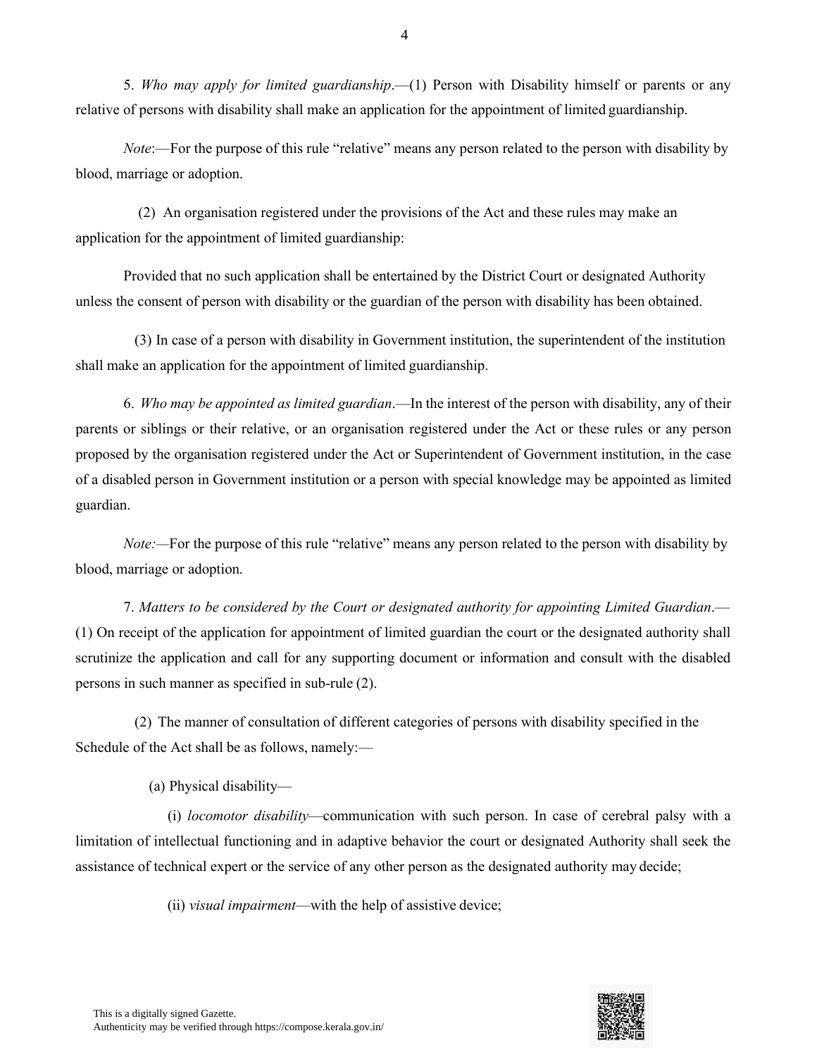5. *Who may apply for limited guardianship*.—(1) Person with Disability himself or parents or any relative of persons with disability shall make an application for the appointment of limited guardianship.

*Note*:—For the purpose of this rule "relative" means any person related to the person with disability by blood, marriage or adoption.

(2) An organisation registered under the provisions of the Act and these rules may make an application for the appointment of limited guardianship:

Provided that no such application shall be entertained by the District Court or designated Authority unless the consent of person with disability or the guardian of the person with disability has been obtained.

(3) In case of a person with disability in Government institution, the superintendent of the institution shall make an application for the appointment of limited guardianship.

6. *Who may be appointed as limited guardian*.—In the interest of the person with disability, any of their parents or siblings or their relative, or an organisation registered under the Act or these rules or any person proposed by the organisation registered under the Act or Superintendent of Government institution, in the case of a disabled person in Government institution or a person with special knowledge may be appointed as limited guardian.

*Note:*—For the purpose of this rule "relative" means any person related to the person with disability by blood, marriage or adoption.

7. *Matters to be considered by the Court or designated authority for appointing Limited Guardian*.—(1) On receipt of the application for appointment of limited guardian the court or the designated authority shall scrutinize the application and call for any supporting document or information and consult with the disabled persons in such manner as specified in sub-rule (2).

(2) The manner of consultation of different categories of persons with disability specified in the Schedule of the Act shall be as follows, namely:—

(a) Physical disability—

(i) *locomotor disability*—communication with such person. In case of cerebral palsy with a limitation of intellectual functioning and in adaptive behavior the court or designated Authority shall seek the assistance of technical expert or the service of any other person as the designated authority may decide;

(ii) *visual impairment*—with the help of assistive device;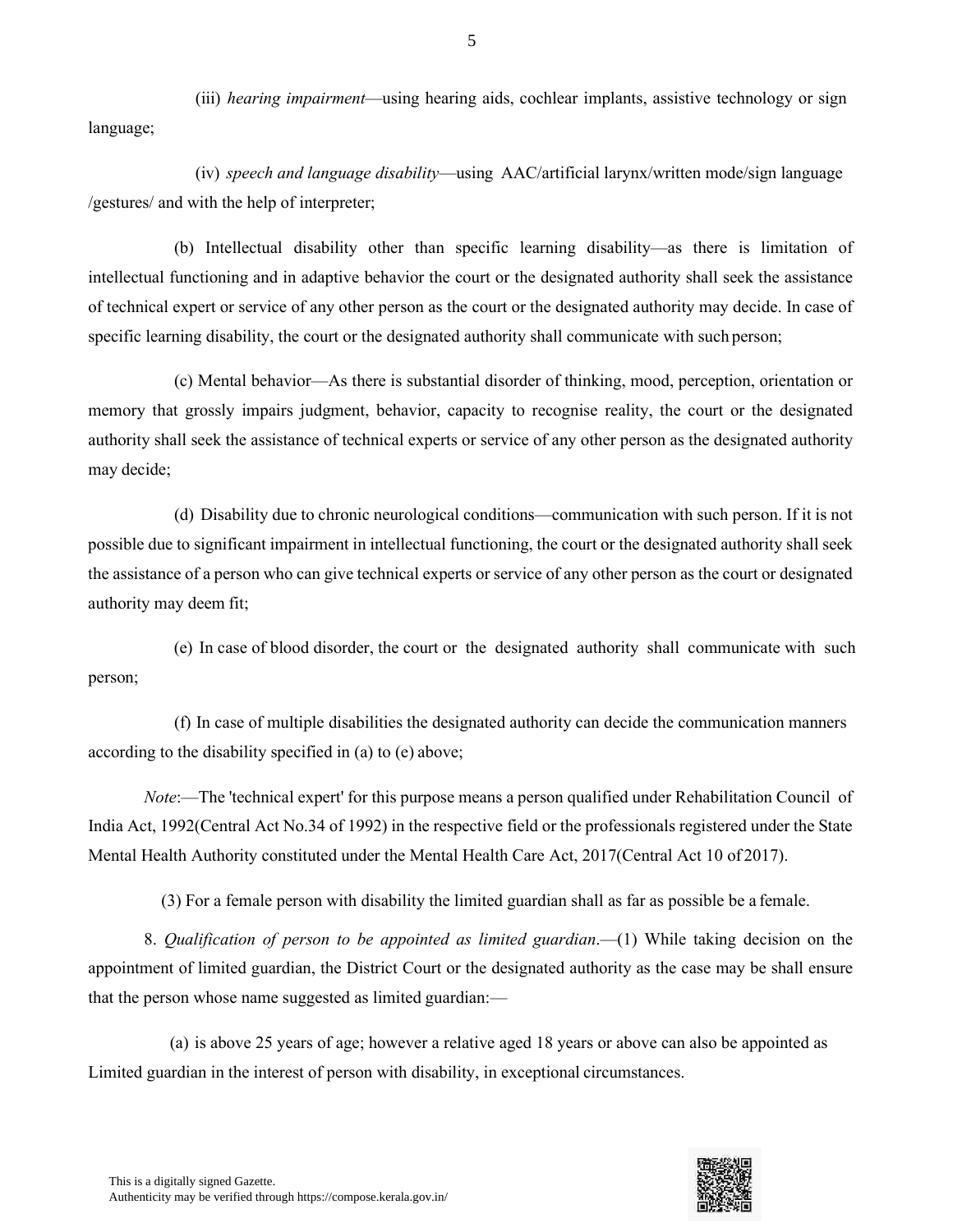(iii) *hearing impairment*—using hearing aids, cochlear implants, assistive technology or sign language;

(iv) *speech and language disability*—using AAC/artificial larynx/written mode/sign language /gestures/ and with the help of interpreter;

(b) Intellectual disability other than specific learning disability—as there is limitation of intellectual functioning and in adaptive behavior the court or the designated authority shall seek the assistance of technical expert or service of any other person as the court or the designated authority may decide. In case of specific learning disability, the court or the designated authority shall communicate with such person;

(c) Mental behavior—As there is substantial disorder of thinking, mood, perception, orientation or memory that grossly impairs judgment, behavior, capacity to recognise reality, the court or the designated authority shall seek the assistance of technical experts or service of any other person as the designated authority may decide;

(d) Disability due to chronic neurological conditions—communication with such person. If it is not possible due to significant impairment in intellectual functioning, the court or the designated authority shall seek the assistance of a person who can give technical experts or service of any other person as the court or designated authority may deem fit;

(e) In case of blood disorder, the court or the designated authority shall communicate with such person;

(f) In case of multiple disabilities the designated authority can decide the communication manners according to the disability specified in (a) to (e) above;

*Note*:—The 'technical expert' for this purpose means a person qualified under Rehabilitation Council of India Act, 1992(Central Act No.34 of 1992) in the respective field or the professionals registered under the State Mental Health Authority constituted under the Mental Health Care Act, 2017(Central Act 10 of 2017).

(3) For a female person with disability the limited guardian shall as far as possible be a female.

8. *Qualification of person to be appointed as limited guardian*.—(1) While taking decision on the appointment of limited guardian, the District Court or the designated authority as the case may be shall ensure that the person whose name suggested as limited guardian:—

(a) is above 25 years of age; however a relative aged 18 years or above can also be appointed as Limited guardian in the interest of person with disability, in exceptional circumstances.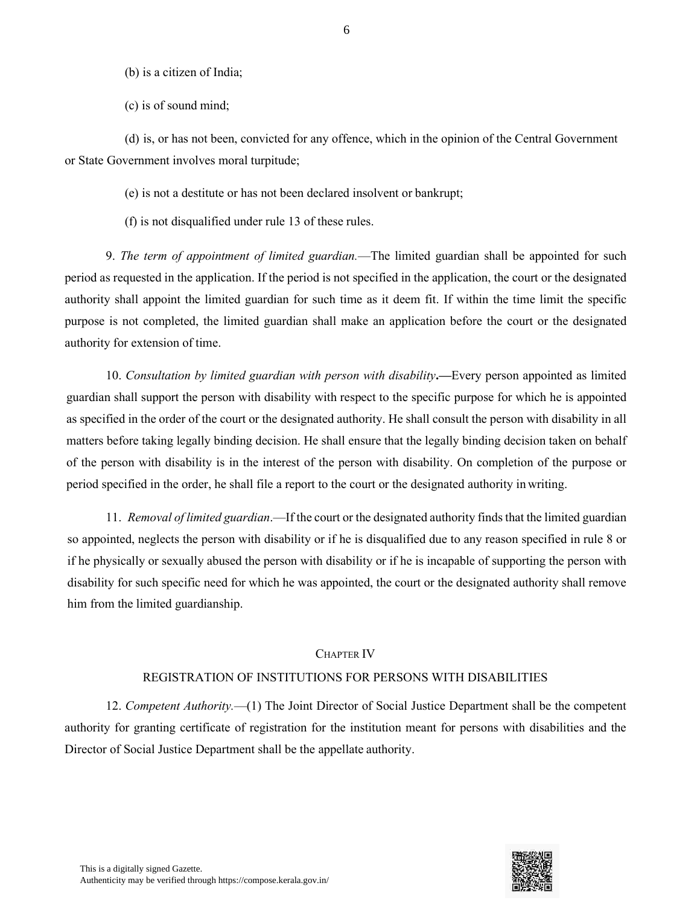(b) is a citizen of India;

(c) is of sound mind;

(d) is, or has not been, convicted for any offence, which in the opinion of the Central Government or State Government involves moral turpitude;

(e) is not a destitute or has not been declared insolvent or bankrupt;

(f) is not disqualified under rule 13 of these rules.

9. *The term of appointment of limited guardian.*—The limited guardian shall be appointed for such period as requested in the application. If the period is not specified in the application, the court or the designated authority shall appoint the limited guardian for such time as it deem fit. If within the time limit the specific purpose is not completed, the limited guardian shall make an application before the court or the designated authority for extension of time.

10. *Consultation by limited guardian with person with disability*.—Every person appointed as limited guardian shall support the person with disability with respect to the specific purpose for which he is appointed as specified in the order of the court or the designated authority. He shall consult the person with disability in all matters before taking legally binding decision. He shall ensure that the legally binding decision taken on behalf of the person with disability is in the interest of the person with disability. On completion of the purpose or period specified in the order, he shall file a report to the court or the designated authority in writing.

11. *Removal of limited guardian*.—If the court or the designated authority finds that the limited guardian so appointed, neglects the person with disability or if he is disqualified due to any reason specified in rule 8 or if he physically or sexually abused the person with disability or if he is incapable of supporting the person with disability for such specific need for which he was appointed, the court or the designated authority shall remove him from the limited guardianship.

## CHAPTER IV

## REGISTRATION OF INSTITUTIONS FOR PERSONS WITH DISABILITIES

12. *Competent Authority.*—(1) The Joint Director of Social Justice Department shall be the competent authority for granting certificate of registration for the institution meant for persons with disabilities and the Director of Social Justice Department shall be the appellate authority.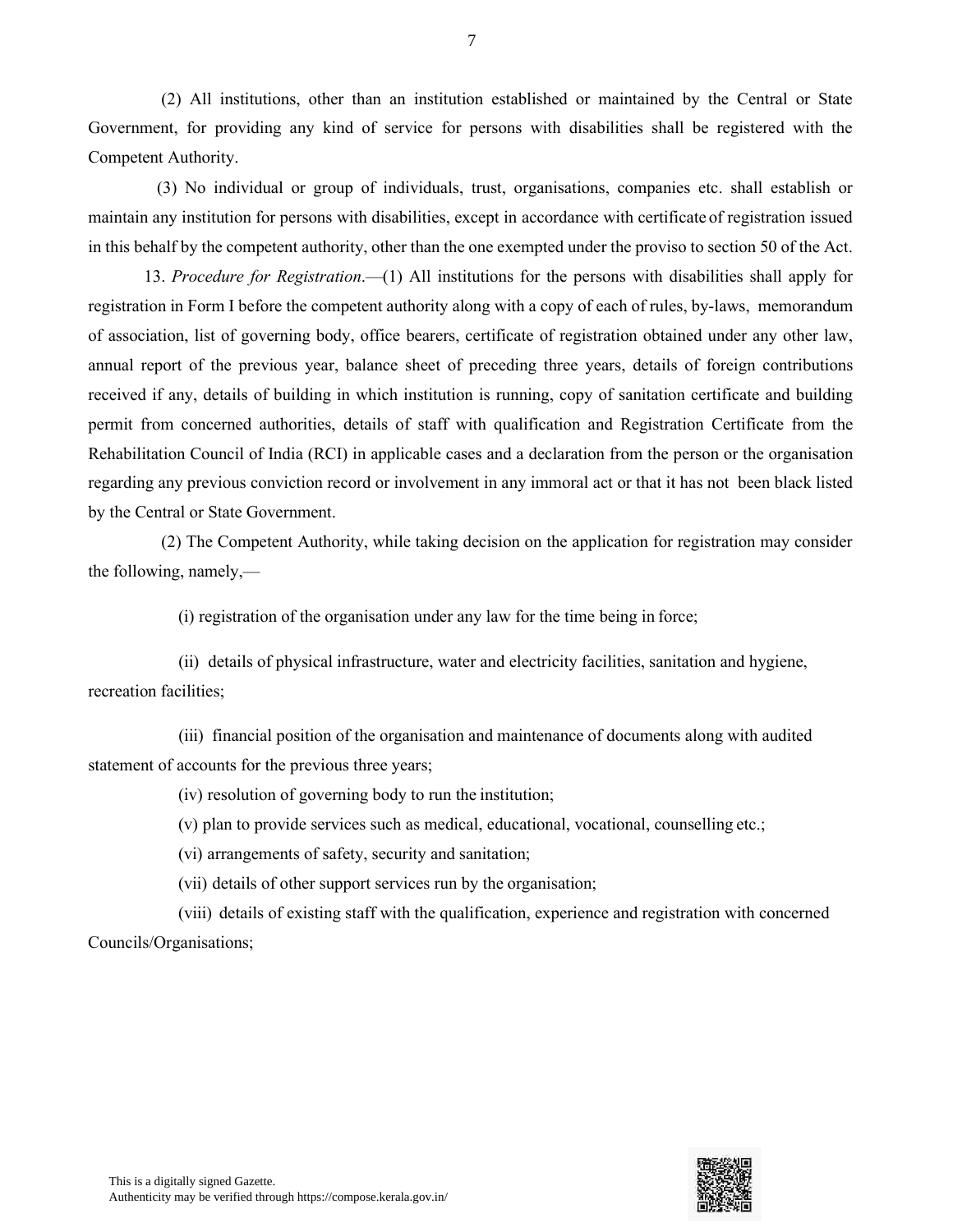(2) All institutions, other than an institution established or maintained by the Central or State Government, for providing any kind of service for persons with disabilities shall be registered with the Competent Authority.

(3) No individual or group of individuals, trust, organisations, companies etc. shall establish or maintain any institution for persons with disabilities, except in accordance with certificate of registration issued in this behalf by the competent authority, other than the one exempted under the proviso to section 50 of the Act.

13. *Procedure for Registration*.—(1) All institutions for the persons with disabilities shall apply for registration in Form I before the competent authority along with a copy of each of rules, by-laws, memorandum of association, list of governing body, office bearers, certificate of registration obtained under any other law, annual report of the previous year, balance sheet of preceding three years, details of foreign contributions received if any, details of building in which institution is running, copy of sanitation certificate and building permit from concerned authorities, details of staff with qualification and Registration Certificate from the Rehabilitation Council of India (RCI) in applicable cases and a declaration from the person or the organisation regarding any previous conviction record or involvement in any immoral act or that it has not been black listed by the Central or State Government.

(2) The Competent Authority, while taking decision on the application for registration may consider the following, namely,—

(i) registration of the organisation under any law for the time being in force;

(ii) details of physical infrastructure, water and electricity facilities, sanitation and hygiene, recreation facilities;

(iii) financial position of the organisation and maintenance of documents along with audited statement of accounts for the previous three years;

(iv) resolution of governing body to run the institution;

(v) plan to provide services such as medical, educational, vocational, counselling etc.;

(vi) arrangements of safety, security and sanitation;

(vii) details of other support services run by the organisation;

(viii) details of existing staff with the qualification, experience and registration with concerned Councils/Organisations;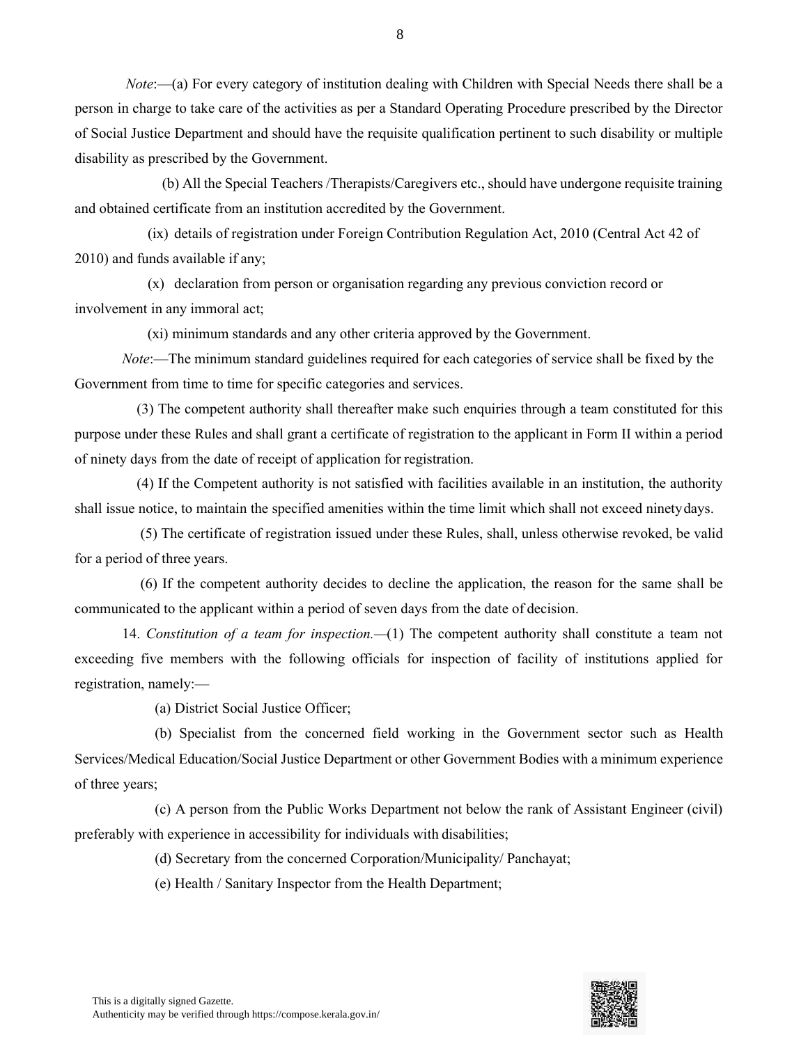*Note*:—(a) For every category of institution dealing with Children with Special Needs there shall be a person in charge to take care of the activities as per a Standard Operating Procedure prescribed by the Director of Social Justice Department and should have the requisite qualification pertinent to such disability or multiple disability as prescribed by the Government.

(b) All the Special Teachers /Therapists/Caregivers etc., should have undergone requisite training and obtained certificate from an institution accredited by the Government.

(ix) details of registration under Foreign Contribution Regulation Act, 2010 (Central Act 42 of 2010) and funds available if any;

(x) declaration from person or organisation regarding any previous conviction record or involvement in any immoral act;

(xi) minimum standards and any other criteria approved by the Government.

*Note*:—The minimum standard guidelines required for each categories of service shall be fixed by the Government from time to time for specific categories and services.

(3) The competent authority shall thereafter make such enquiries through a team constituted for this purpose under these Rules and shall grant a certificate of registration to the applicant in Form II within a period of ninety days from the date of receipt of application for registration.

(4) If the Competent authority is not satisfied with facilities available in an institution, the authority shall issue notice, to maintain the specified amenities within the time limit which shall not exceed ninety days.

(5) The certificate of registration issued under these Rules, shall, unless otherwise revoked, be valid for a period of three years.

(6) If the competent authority decides to decline the application, the reason for the same shall be communicated to the applicant within a period of seven days from the date of decision.

14. *Constitution of a team for inspection.*—(1) The competent authority shall constitute a team not exceeding five members with the following officials for inspection of facility of institutions applied for registration, namely:—

(a) District Social Justice Officer;

(b) Specialist from the concerned field working in the Government sector such as Health Services/Medical Education/Social Justice Department or other Government Bodies with a minimum experience of three years;

(c) A person from the Public Works Department not below the rank of Assistant Engineer (civil) preferably with experience in accessibility for individuals with disabilities;

(d) Secretary from the concerned Corporation/Municipality/ Panchayat;

(e) Health / Sanitary Inspector from the Health Department;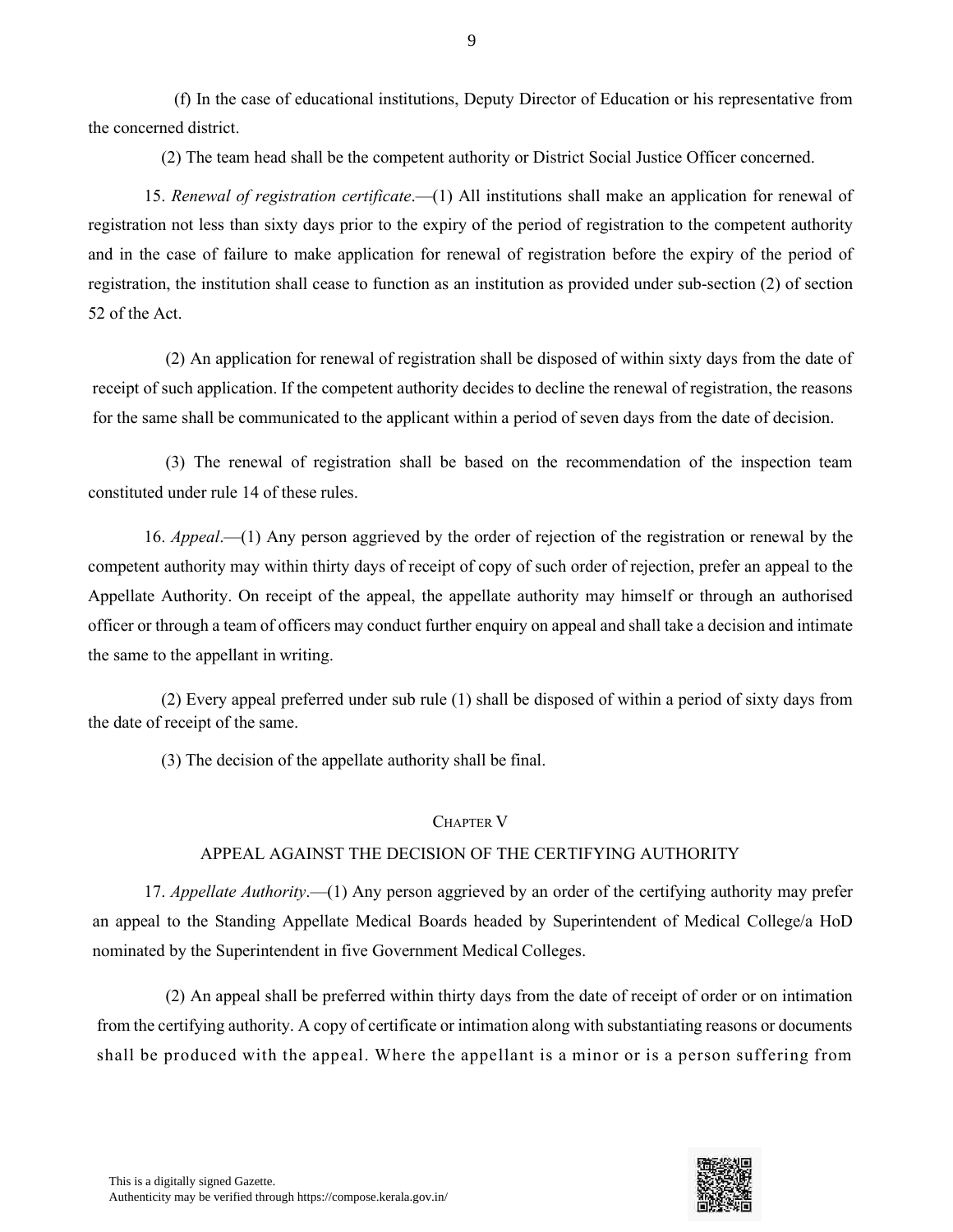(f) In the case of educational institutions, Deputy Director of Education or his representative from the concerned district.

(2) The team head shall be the competent authority or District Social Justice Officer concerned.

15. *Renewal of registration certificate*.—(1) All institutions shall make an application for renewal of registration not less than sixty days prior to the expiry of the period of registration to the competent authority and in the case of failure to make application for renewal of registration before the expiry of the period of registration, the institution shall cease to function as an institution as provided under sub-section (2) of section 52 of the Act.

(2) An application for renewal of registration shall be disposed of within sixty days from the date of receipt of such application. If the competent authority decides to decline the renewal of registration, the reasons for the same shall be communicated to the applicant within a period of seven days from the date of decision.

(3) The renewal of registration shall be based on the recommendation of the inspection team constituted under rule 14 of these rules.

16. *Appeal*.—(1) Any person aggrieved by the order of rejection of the registration or renewal by the competent authority may within thirty days of receipt of copy of such order of rejection, prefer an appeal to the Appellate Authority. On receipt of the appeal, the appellate authority may himself or through an authorised officer or through a team of officers may conduct further enquiry on appeal and shall take a decision and intimate the same to the appellant in writing.

(2) Every appeal preferred under sub rule (1) shall be disposed of within a period of sixty days from the date of receipt of the same.

(3) The decision of the appellate authority shall be final.

## CHAPTER V

## APPEAL AGAINST THE DECISION OF THE CERTIFYING AUTHORITY

17. *Appellate Authority*.—(1) Any person aggrieved by an order of the certifying authority may prefer an appeal to the Standing Appellate Medical Boards headed by Superintendent of Medical College/a HoD nominated by the Superintendent in five Government Medical Colleges.

(2) An appeal shall be preferred within thirty days from the date of receipt of order or on intimation from the certifying authority. A copy of certificate or intimation along with substantiating reasons or documents shall be produced with the appeal. Where the appellant is a minor or is a person suffering from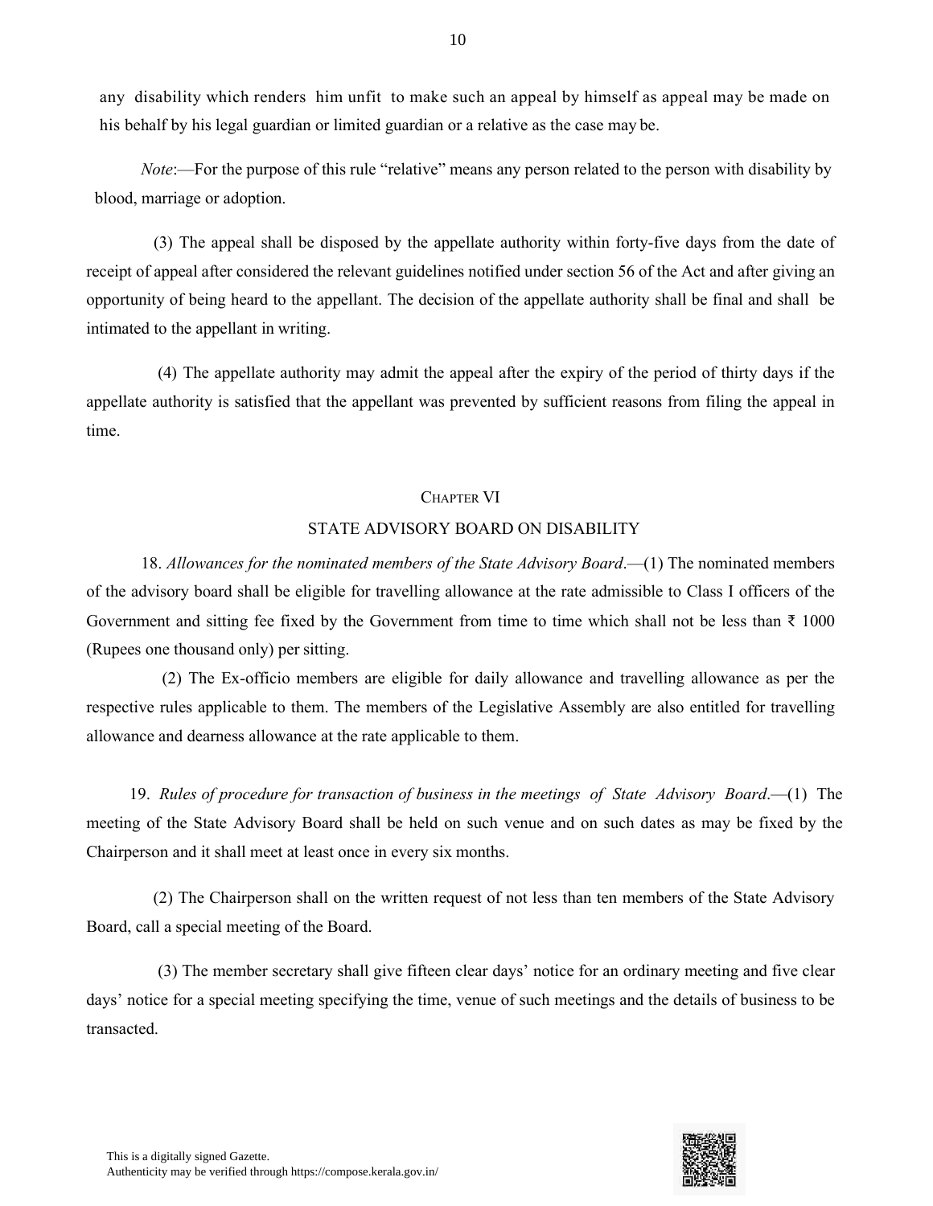any disability which renders him unfit to make such an appeal by himself as appeal may be made on his behalf by his legal guardian or limited guardian or a relative as the case may be.

*Note*:—For the purpose of this rule "relative" means any person related to the person with disability by blood, marriage or adoption.

(3) The appeal shall be disposed by the appellate authority within forty-five days from the date of receipt of appeal after considered the relevant guidelines notified under section 56 of the Act and after giving an opportunity of being heard to the appellant. The decision of the appellate authority shall be final and shall be intimated to the appellant in writing.

(4) The appellate authority may admit the appeal after the expiry of the period of thirty days if the appellate authority is satisfied that the appellant was prevented by sufficient reasons from filing the appeal in time.

## CHAPTER VI

## STATE ADVISORY BOARD ON DISABILITY

18. *Allowances for the nominated members of the State Advisory Board*.—(1) The nominated members of the advisory board shall be eligible for travelling allowance at the rate admissible to Class I officers of the Government and sitting fee fixed by the Government from time to time which shall not be less than ₹ 1000 (Rupees one thousand only) per sitting.

(2) The Ex-officio members are eligible for daily allowance and travelling allowance as per the respective rules applicable to them. The members of the Legislative Assembly are also entitled for travelling allowance and dearness allowance at the rate applicable to them.

19. *Rules of procedure for transaction of business in the meetings of State Advisory Board*.—(1) The meeting of the State Advisory Board shall be held on such venue and on such dates as may be fixed by the Chairperson and it shall meet at least once in every six months.

(2) The Chairperson shall on the written request of not less than ten members of the State Advisory Board, call a special meeting of the Board.

(3) The member secretary shall give fifteen clear days' notice for an ordinary meeting and five clear days' notice for a special meeting specifying the time, venue of such meetings and the details of business to be transacted.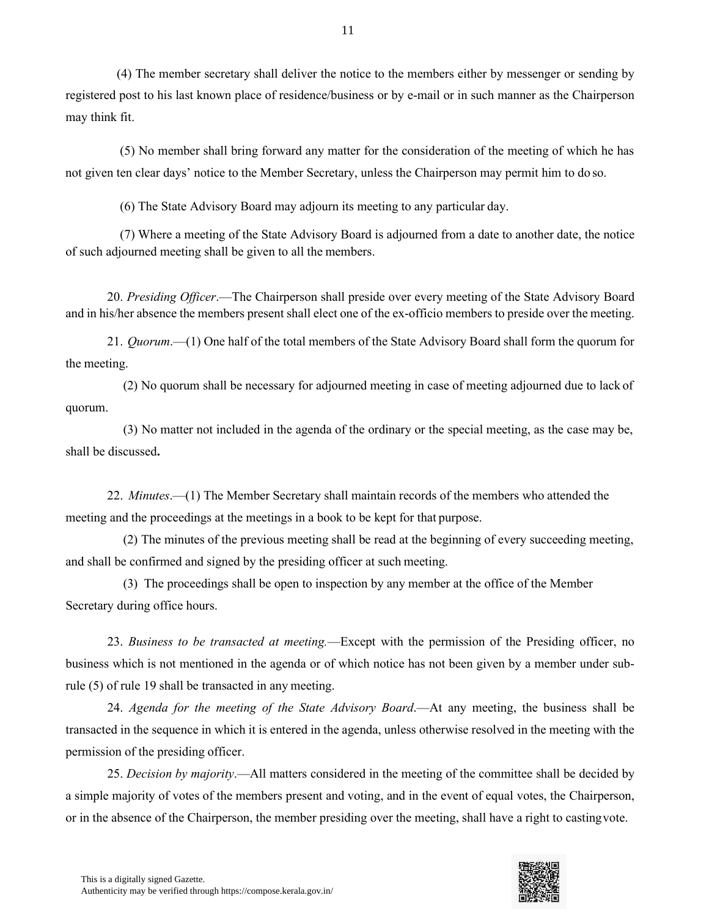(4) The member secretary shall deliver the notice to the members either by messenger or sending by registered post to his last known place of residence/business or by e-mail or in such manner as the Chairperson may think fit.

(5) No member shall bring forward any matter for the consideration of the meeting of which he has not given ten clear days' notice to the Member Secretary, unless the Chairperson may permit him to do so.

(6) The State Advisory Board may adjourn its meeting to any particular day.

(7) Where a meeting of the State Advisory Board is adjourned from a date to another date, the notice of such adjourned meeting shall be given to all the members.

20. *Presiding Officer*.—The Chairperson shall preside over every meeting of the State Advisory Board and in his/her absence the members present shall elect one of the ex-officio members to preside over the meeting.

21. *Quorum*.—(1) One half of the total members of the State Advisory Board shall form the quorum for the meeting.

(2) No quorum shall be necessary for adjourned meeting in case of meeting adjourned due to lack of quorum.

(3) No matter not included in the agenda of the ordinary or the special meeting, as the case may be, shall be discussed**.**

22. *Minutes*.—(1) The Member Secretary shall maintain records of the members who attended the meeting and the proceedings at the meetings in a book to be kept for that purpose.

(2) The minutes of the previous meeting shall be read at the beginning of every succeeding meeting, and shall be confirmed and signed by the presiding officer at such meeting.

(3) The proceedings shall be open to inspection by any member at the office of the Member Secretary during office hours.

23. *Business to be transacted at meeting.*—Except with the permission of the Presiding officer, no business which is not mentioned in the agenda or of which notice has not been given by a member under sub-rule (5) of rule 19 shall be transacted in any meeting.

24. *Agenda for the meeting of the State Advisory Board*.—At any meeting, the business shall be transacted in the sequence in which it is entered in the agenda, unless otherwise resolved in the meeting with the permission of the presiding officer.

25. *Decision by majority*.—All matters considered in the meeting of the committee shall be decided by a simple majority of votes of the members present and voting, and in the event of equal votes, the Chairperson, or in the absence of the Chairperson, the member presiding over the meeting, shall have a right to casting vote.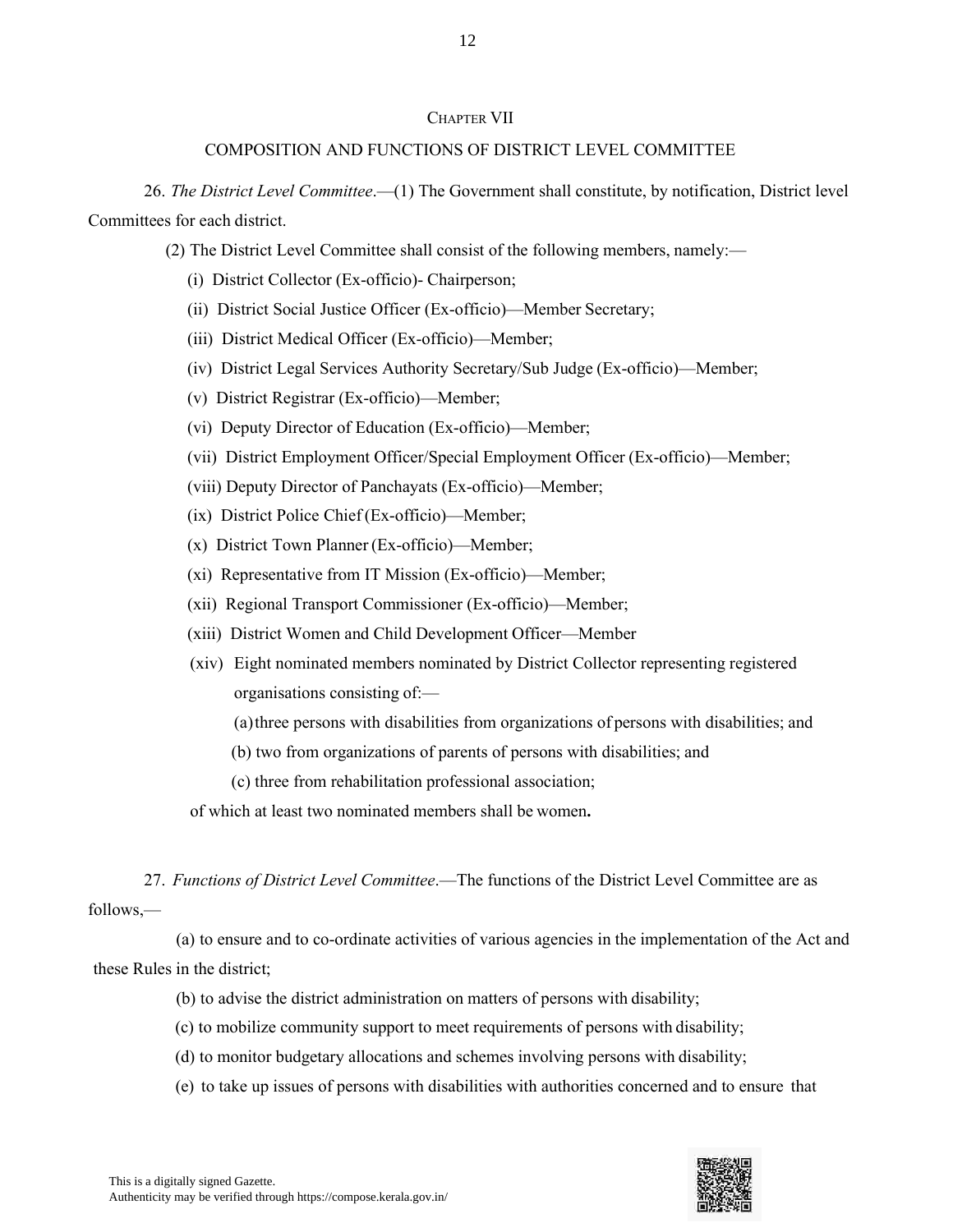## CHAPTER VII

## COMPOSITION AND FUNCTIONS OF DISTRICT LEVEL COMMITTEE

26. *The District Level Committee*.—(1) The Government shall constitute, by notification, District level Committees for each district.

(2) The District Level Committee shall consist of the following members, namely:—

(i) District Collector (Ex-officio)- Chairperson;

(ii) District Social Justice Officer (Ex-officio)—Member Secretary;

(iii) District Medical Officer (Ex-officio)—Member;

(iv) District Legal Services Authority Secretary/Sub Judge (Ex-officio)—Member;

(v) District Registrar (Ex-officio)—Member;

(vi) Deputy Director of Education (Ex-officio)—Member;

(vii) District Employment Officer/Special Employment Officer (Ex-officio)—Member;

(viii) Deputy Director of Panchayats (Ex-officio)—Member;

(ix) District Police Chief (Ex-officio)—Member;

(x) District Town Planner (Ex-officio)—Member;

(xi) Representative from IT Mission (Ex-officio)—Member;

(xii) Regional Transport Commissioner (Ex-officio)—Member;

(xiii) District Women and Child Development Officer—Member

(xiv) Eight nominated members nominated by District Collector representing registered organisations consisting of:—

(a) three persons with disabilities from organizations of persons with disabilities; and

(b) two from organizations of parents of persons with disabilities; and

(c) three from rehabilitation professional association;

of which at least two nominated members shall be women**.**

27. *Functions of District Level Committee*.—The functions of the District Level Committee are as follows,—

(a) to ensure and to co-ordinate activities of various agencies in the implementation of the Act and these Rules in the district;

(b) to advise the district administration on matters of persons with disability;

(c) to mobilize community support to meet requirements of persons with disability;

(d) to monitor budgetary allocations and schemes involving persons with disability;

(e) to take up issues of persons with disabilities with authorities concerned and to ensure that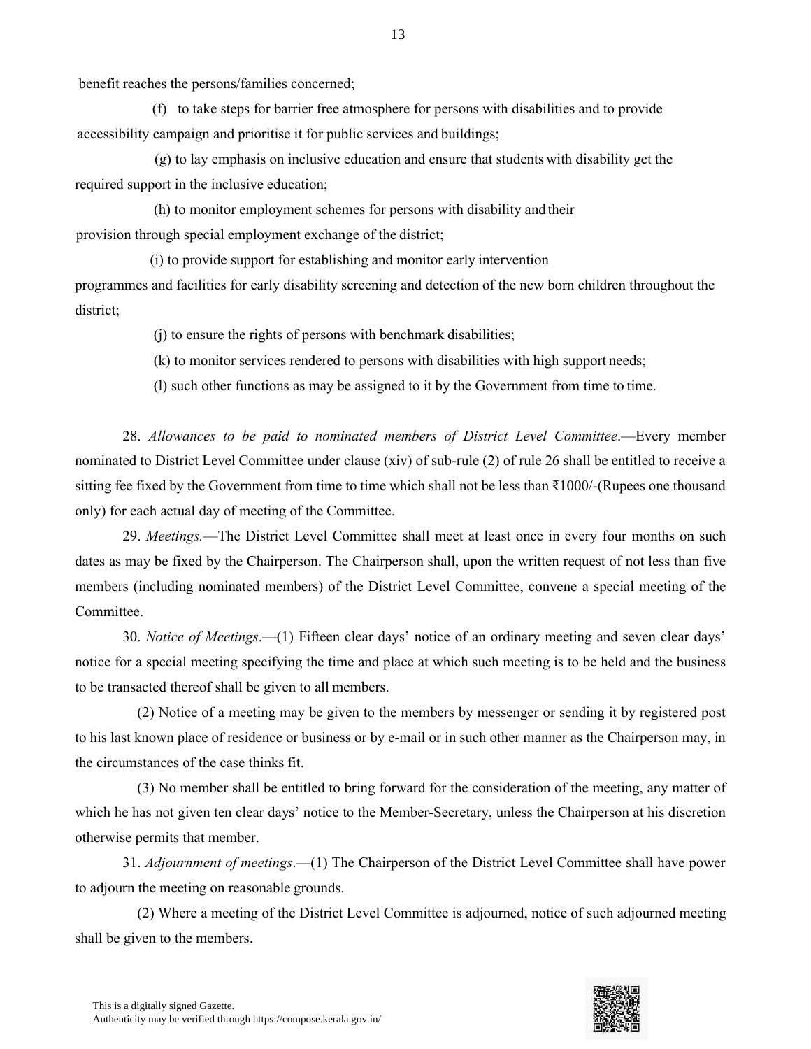benefit reaches the persons/families concerned;

(f) to take steps for barrier free atmosphere for persons with disabilities and to provide accessibility campaign and prioritise it for public services and buildings;

(g) to lay emphasis on inclusive education and ensure that students with disability get the required support in the inclusive education;

(h) to monitor employment schemes for persons with disability and their provision through special employment exchange of the district;

(i) to provide support for establishing and monitor early intervention programmes and facilities for early disability screening and detection of the new born children throughout the district;

(j) to ensure the rights of persons with benchmark disabilities;

(k) to monitor services rendered to persons with disabilities with high support needs;

(l) such other functions as may be assigned to it by the Government from time to time.

28. *Allowances to be paid to nominated members of District Level Committee*.—Every member nominated to District Level Committee under clause (xiv) of sub-rule (2) of rule 26 shall be entitled to receive a sitting fee fixed by the Government from time to time which shall not be less than ₹1000/-(Rupees one thousand only) for each actual day of meeting of the Committee.

29. *Meetings.*—The District Level Committee shall meet at least once in every four months on such dates as may be fixed by the Chairperson. The Chairperson shall, upon the written request of not less than five members (including nominated members) of the District Level Committee, convene a special meeting of the Committee.

30. *Notice of Meetings*.—(1) Fifteen clear days' notice of an ordinary meeting and seven clear days' notice for a special meeting specifying the time and place at which such meeting is to be held and the business to be transacted thereof shall be given to all members.

(2) Notice of a meeting may be given to the members by messenger or sending it by registered post to his last known place of residence or business or by e-mail or in such other manner as the Chairperson may, in the circumstances of the case thinks fit.

(3) No member shall be entitled to bring forward for the consideration of the meeting, any matter of which he has not given ten clear days' notice to the Member-Secretary, unless the Chairperson at his discretion otherwise permits that member.

31. *Adjournment of meetings*.—(1) The Chairperson of the District Level Committee shall have power to adjourn the meeting on reasonable grounds.

(2) Where a meeting of the District Level Committee is adjourned, notice of such adjourned meeting shall be given to the members.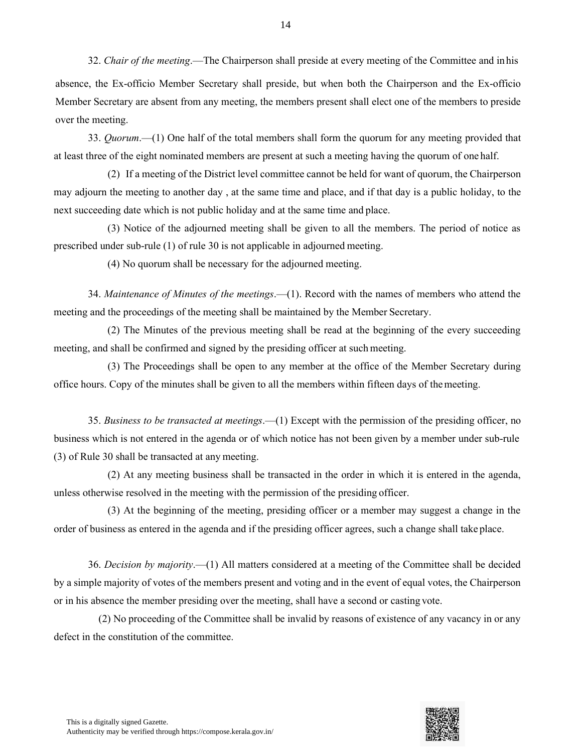32. *Chair of the meeting*.—The Chairperson shall preside at every meeting of the Committee and in his absence, the Ex-officio Member Secretary shall preside, but when both the Chairperson and the Ex-officio Member Secretary are absent from any meeting, the members present shall elect one of the members to preside over the meeting.

33. *Quorum*.—(1) One half of the total members shall form the quorum for any meeting provided that at least three of the eight nominated members are present at such a meeting having the quorum of one half.

(2) If a meeting of the District level committee cannot be held for want of quorum, the Chairperson may adjourn the meeting to another day , at the same time and place, and if that day is a public holiday, to the next succeeding date which is not public holiday and at the same time and place.

(3) Notice of the adjourned meeting shall be given to all the members. The period of notice as prescribed under sub-rule (1) of rule 30 is not applicable in adjourned meeting.

(4) No quorum shall be necessary for the adjourned meeting.

34. *Maintenance of Minutes of the meetings*.—(1). Record with the names of members who attend the meeting and the proceedings of the meeting shall be maintained by the Member Secretary.

(2) The Minutes of the previous meeting shall be read at the beginning of the every succeeding meeting, and shall be confirmed and signed by the presiding officer at such meeting.

(3) The Proceedings shall be open to any member at the office of the Member Secretary during office hours. Copy of the minutes shall be given to all the members within fifteen days of the meeting.

35. *Business to be transacted at meetings*.—(1) Except with the permission of the presiding officer, no business which is not entered in the agenda or of which notice has not been given by a member under sub-rule (3) of Rule 30 shall be transacted at any meeting.

(2) At any meeting business shall be transacted in the order in which it is entered in the agenda, unless otherwise resolved in the meeting with the permission of the presiding officer.

(3) At the beginning of the meeting, presiding officer or a member may suggest a change in the order of business as entered in the agenda and if the presiding officer agrees, such a change shall take place.

36. *Decision by majority*.—(1) All matters considered at a meeting of the Committee shall be decided by a simple majority of votes of the members present and voting and in the event of equal votes, the Chairperson or in his absence the member presiding over the meeting, shall have a second or casting vote.

(2) No proceeding of the Committee shall be invalid by reasons of existence of any vacancy in or any defect in the constitution of the committee.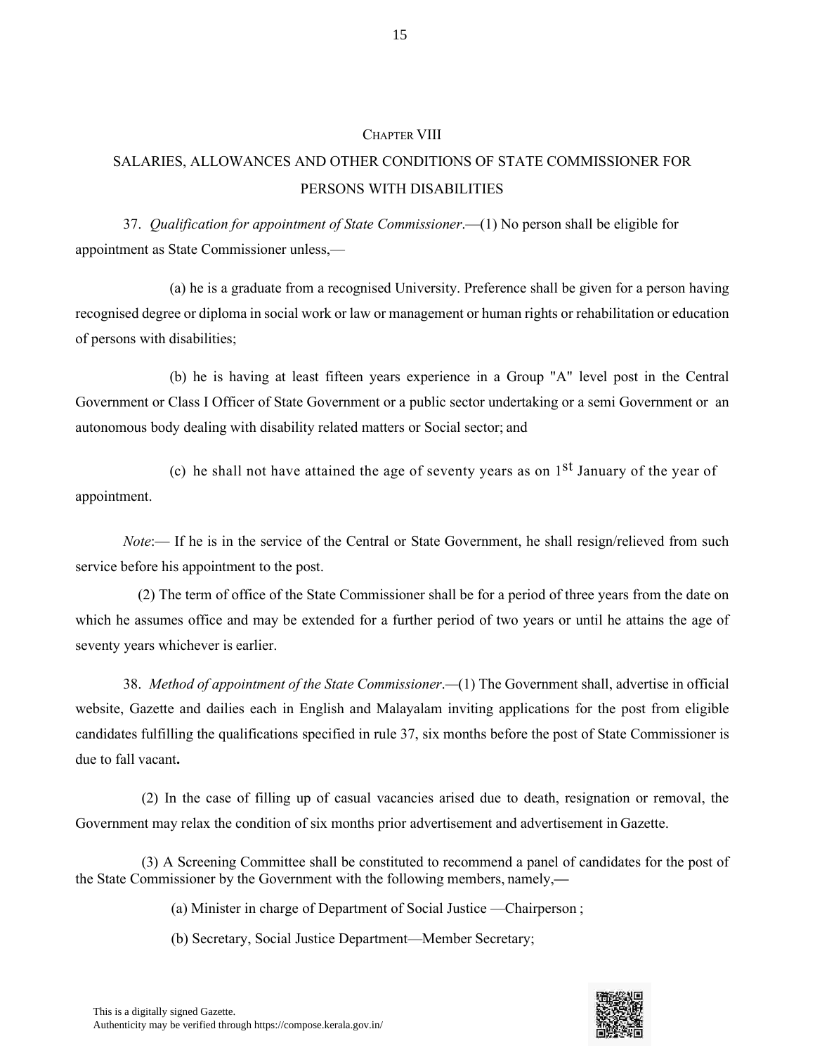## Chapter VIII

## SALARIES, ALLOWANCES AND OTHER CONDITIONS OF STATE COMMISSIONER FOR PERSONS WITH DISABILITIES

37. *Qualification for appointment of State Commissioner*.—(1) No person shall be eligible for appointment as State Commissioner unless,—

(a) he is a graduate from a recognised University. Preference shall be given for a person having recognised degree or diploma in social work or law or management or human rights or rehabilitation or education of persons with disabilities;

(b) he is having at least fifteen years experience in a Group "A" level post in the Central Government or Class I Officer of State Government or a public sector undertaking or a semi Government or an autonomous body dealing with disability related matters or Social sector; and

(c) he shall not have attained the age of seventy years as on 1st January of the year of appointment.

*Note*:— If he is in the service of the Central or State Government, he shall resign/relieved from such service before his appointment to the post.

(2) The term of office of the State Commissioner shall be for a period of three years from the date on which he assumes office and may be extended for a further period of two years or until he attains the age of seventy years whichever is earlier.

38. *Method of appointment of the State Commissioner*.—(1) The Government shall, advertise in official website, Gazette and dailies each in English and Malayalam inviting applications for the post from eligible candidates fulfilling the qualifications specified in rule 37, six months before the post of State Commissioner is due to fall vacant**.**

(2) In the case of filling up of casual vacancies arised due to death, resignation or removal, the Government may relax the condition of six months prior advertisement and advertisement in Gazette.

(3) A Screening Committee shall be constituted to recommend a panel of candidates for the post of the State Commissioner by the Government with the following members, namely,—

(a) Minister in charge of Department of Social Justice —Chairperson ;

(b) Secretary, Social Justice Department—Member Secretary;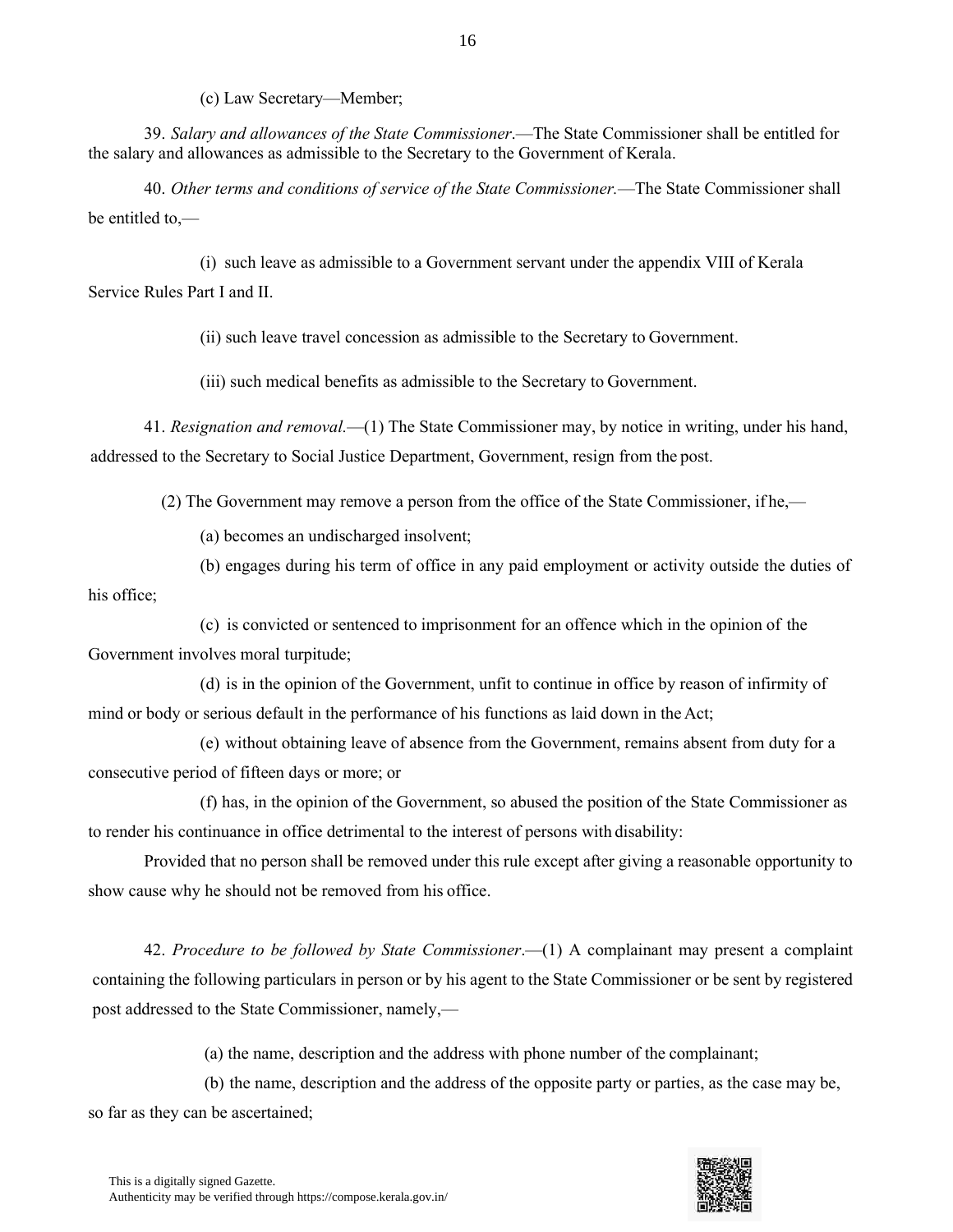(c) Law Secretary—Member;

39. *Salary and allowances of the State Commissioner*.—The State Commissioner shall be entitled for the salary and allowances as admissible to the Secretary to the Government of Kerala.

40. *Other terms and conditions of service of the State Commissioner.*—The State Commissioner shall be entitled to,—

(i) such leave as admissible to a Government servant under the appendix VIII of Kerala Service Rules Part I and II.

(ii) such leave travel concession as admissible to the Secretary to Government.

(iii) such medical benefits as admissible to the Secretary to Government.

41. *Resignation and removal.*—(1) The State Commissioner may, by notice in writing, under his hand, addressed to the Secretary to Social Justice Department, Government, resign from the post.

(2) The Government may remove a person from the office of the State Commissioner, if he,—

(a) becomes an undischarged insolvent;

(b) engages during his term of office in any paid employment or activity outside the duties of his office;

(c) is convicted or sentenced to imprisonment for an offence which in the opinion of the Government involves moral turpitude;

(d) is in the opinion of the Government, unfit to continue in office by reason of infirmity of mind or body or serious default in the performance of his functions as laid down in the Act;

(e) without obtaining leave of absence from the Government, remains absent from duty for a consecutive period of fifteen days or more; or

(f) has, in the opinion of the Government, so abused the position of the State Commissioner as to render his continuance in office detrimental to the interest of persons with disability:

Provided that no person shall be removed under this rule except after giving a reasonable opportunity to show cause why he should not be removed from his office.

42. *Procedure to be followed by State Commissioner*.—(1) A complainant may present a complaint containing the following particulars in person or by his agent to the State Commissioner or be sent by registered post addressed to the State Commissioner, namely,—

(a) the name, description and the address with phone number of the complainant;

(b) the name, description and the address of the opposite party or parties, as the case may be, so far as they can be ascertained;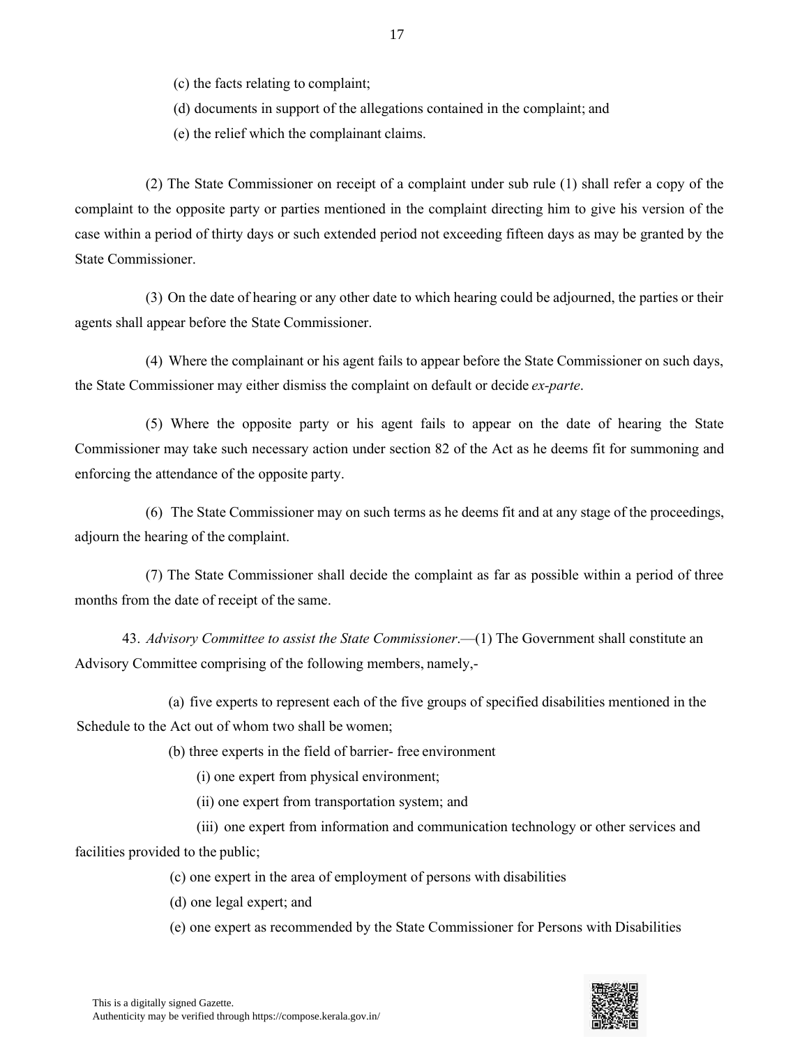(c) the facts relating to complaint;

(d) documents in support of the allegations contained in the complaint; and

(e) the relief which the complainant claims.

(2) The State Commissioner on receipt of a complaint under sub rule (1) shall refer a copy of the complaint to the opposite party or parties mentioned in the complaint directing him to give his version of the case within a period of thirty days or such extended period not exceeding fifteen days as may be granted by the State Commissioner.

(3) On the date of hearing or any other date to which hearing could be adjourned, the parties or their agents shall appear before the State Commissioner.

(4) Where the complainant or his agent fails to appear before the State Commissioner on such days, the State Commissioner may either dismiss the complaint on default or decide *ex-parte*.

(5) Where the opposite party or his agent fails to appear on the date of hearing the State Commissioner may take such necessary action under section 82 of the Act as he deems fit for summoning and enforcing the attendance of the opposite party.

(6) The State Commissioner may on such terms as he deems fit and at any stage of the proceedings, adjourn the hearing of the complaint.

(7) The State Commissioner shall decide the complaint as far as possible within a period of three months from the date of receipt of the same.

43. *Advisory Committee to assist the State Commissioner*.—(1) The Government shall constitute an Advisory Committee comprising of the following members, namely,-

(a) five experts to represent each of the five groups of specified disabilities mentioned in the Schedule to the Act out of whom two shall be women;

(b) three experts in the field of barrier- free environment

(i) one expert from physical environment;

(ii) one expert from transportation system; and

(iii) one expert from information and communication technology or other services and facilities provided to the public;

(c) one expert in the area of employment of persons with disabilities

(d) one legal expert; and

(e) one expert as recommended by the State Commissioner for Persons with Disabilities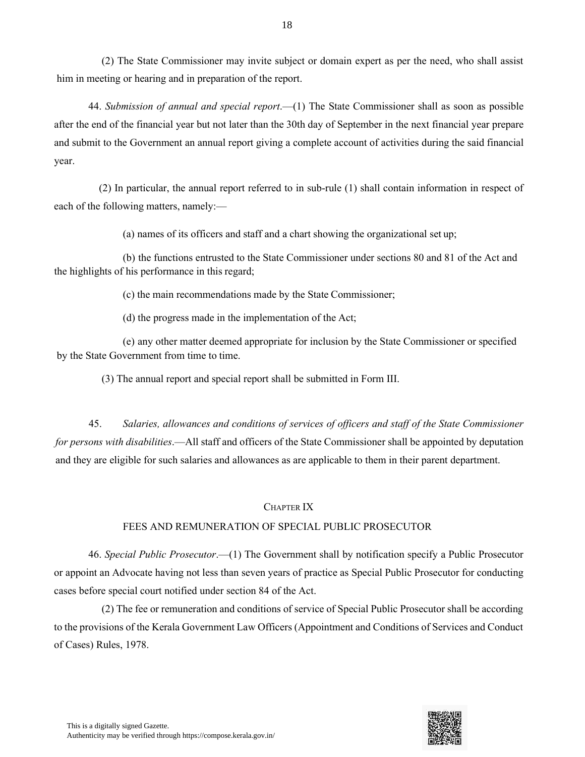(2) The State Commissioner may invite subject or domain expert as per the need, who shall assist him in meeting or hearing and in preparation of the report.

44. *Submission of annual and special report*.—(1) The State Commissioner shall as soon as possible after the end of the financial year but not later than the 30th day of September in the next financial year prepare and submit to the Government an annual report giving a complete account of activities during the said financial year.

(2) In particular, the annual report referred to in sub-rule (1) shall contain information in respect of each of the following matters, namely:—

(a) names of its officers and staff and a chart showing the organizational set up;

(b) the functions entrusted to the State Commissioner under sections 80 and 81 of the Act and the highlights of his performance in this regard;

(c) the main recommendations made by the State Commissioner;

(d) the progress made in the implementation of the Act;

(e) any other matter deemed appropriate for inclusion by the State Commissioner or specified by the State Government from time to time.

(3) The annual report and special report shall be submitted in Form III.

45. *Salaries, allowances and conditions of services of officers and staff of the State Commissioner for persons with disabilities*.—All staff and officers of the State Commissioner shall be appointed by deputation and they are eligible for such salaries and allowances as are applicable to them in their parent department.

## CHAPTER IX

## FEES AND REMUNERATION OF SPECIAL PUBLIC PROSECUTOR

46. *Special Public Prosecutor*.—(1) The Government shall by notification specify a Public Prosecutor or appoint an Advocate having not less than seven years of practice as Special Public Prosecutor for conducting cases before special court notified under section 84 of the Act.

(2) The fee or remuneration and conditions of service of Special Public Prosecutor shall be according to the provisions of the Kerala Government Law Officers (Appointment and Conditions of Services and Conduct of Cases) Rules, 1978.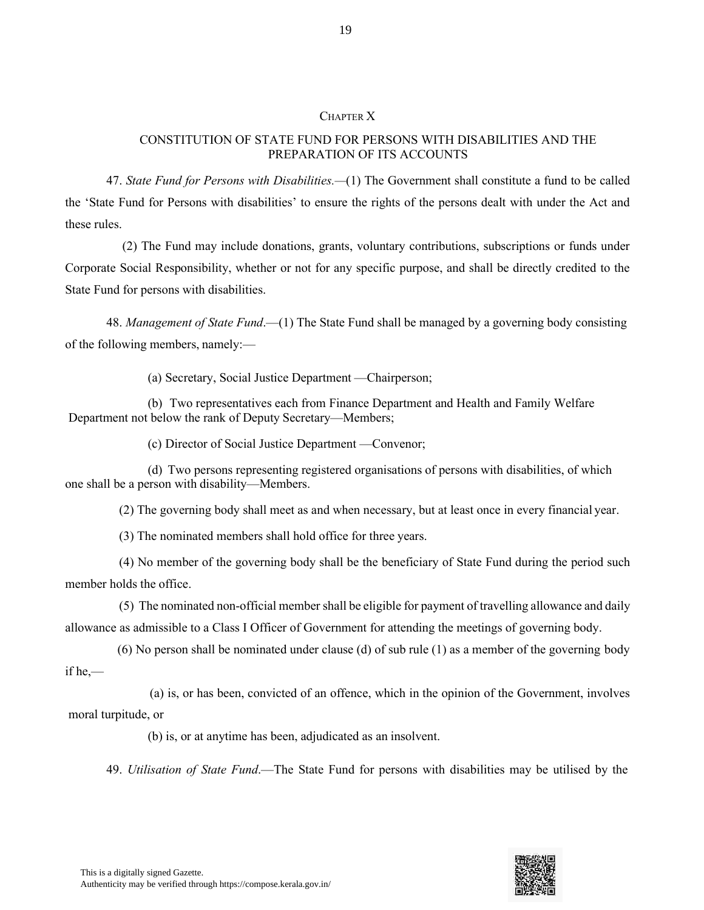## CHAPTER X

### CONSTITUTION OF STATE FUND FOR PERSONS WITH DISABILITIES AND THE PREPARATION OF ITS ACCOUNTS

47. *State Fund for Persons with Disabilities.*—(1) The Government shall constitute a fund to be called the 'State Fund for Persons with disabilities' to ensure the rights of the persons dealt with under the Act and these rules.

(2) The Fund may include donations, grants, voluntary contributions, subscriptions or funds under Corporate Social Responsibility, whether or not for any specific purpose, and shall be directly credited to the State Fund for persons with disabilities.

48. *Management of State Fund*.—(1) The State Fund shall be managed by a governing body consisting of the following members, namely:—

(a) Secretary, Social Justice Department —Chairperson;

(b) Two representatives each from Finance Department and Health and Family Welfare Department not below the rank of Deputy Secretary—Members;

(c) Director of Social Justice Department —Convenor;

(d) Two persons representing registered organisations of persons with disabilities, of which one shall be a person with disability—Members.

(2) The governing body shall meet as and when necessary, but at least once in every financial year.

(3) The nominated members shall hold office for three years.

(4) No member of the governing body shall be the beneficiary of State Fund during the period such member holds the office.

(5) The nominated non-official member shall be eligible for payment of travelling allowance and daily allowance as admissible to a Class I Officer of Government for attending the meetings of governing body.

(6) No person shall be nominated under clause (d) of sub rule (1) as a member of the governing body if he,—

(a) is, or has been, convicted of an offence, which in the opinion of the Government, involves moral turpitude, or

(b) is, or at anytime has been, adjudicated as an insolvent.

49. *Utilisation of State Fund*.—The State Fund for persons with disabilities may be utilised by the

This is a digitally signed Gazette.
Authenticity may be verified through https://compose.kerala.gov.in/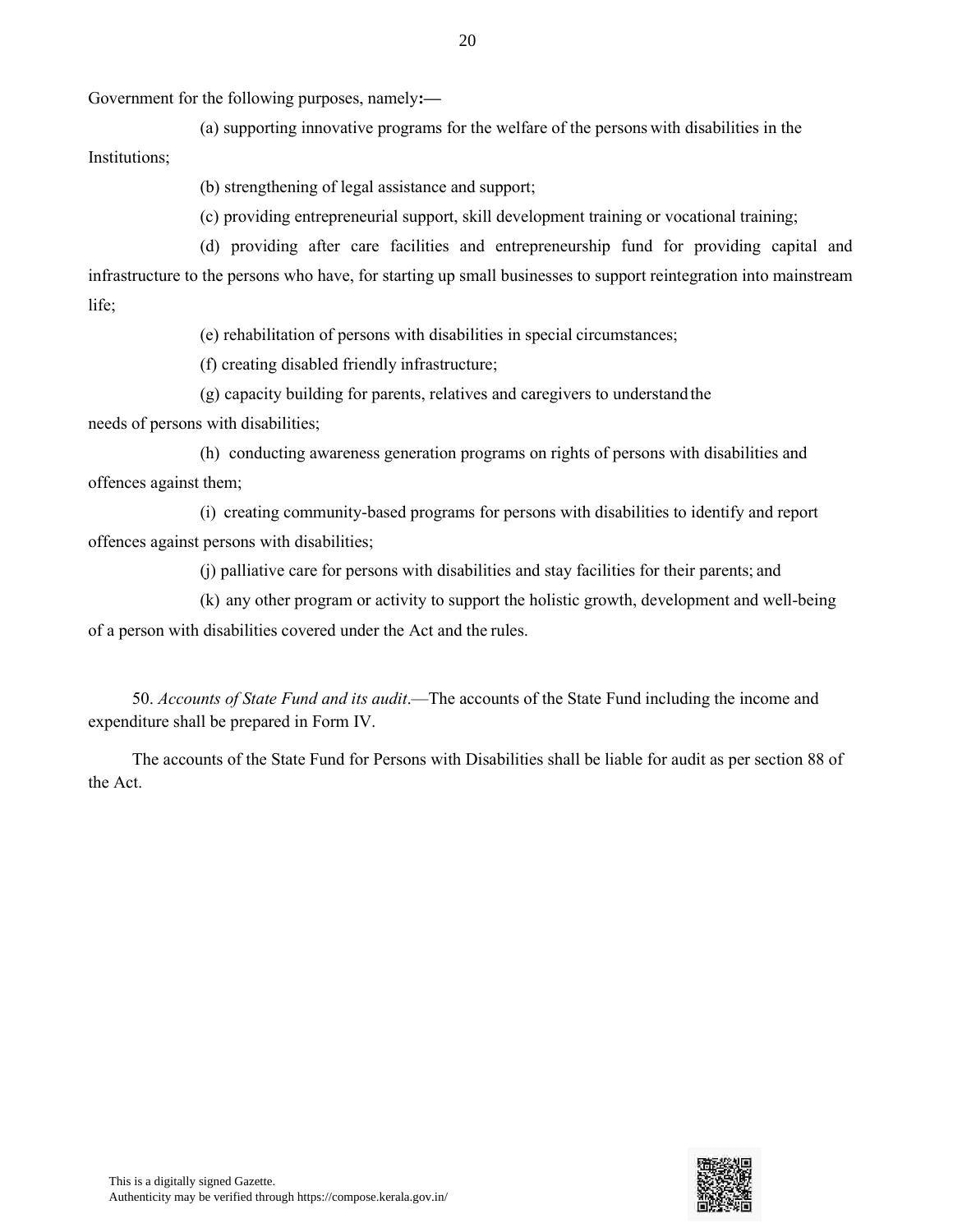Government for the following purposes, namely**:—**

(a) supporting innovative programs for the welfare of the persons with disabilities in the Institutions;

(b) strengthening of legal assistance and support;

(c) providing entrepreneurial support, skill development training or vocational training;

(d) providing after care facilities and entrepreneurship fund for providing capital and infrastructure to the persons who have, for starting up small businesses to support reintegration into mainstream life;

(e) rehabilitation of persons with disabilities in special circumstances;

(f) creating disabled friendly infrastructure;

(g) capacity building for parents, relatives and caregivers to understand the needs of persons with disabilities;

(h) conducting awareness generation programs on rights of persons with disabilities and offences against them;

(i) creating community-based programs for persons with disabilities to identify and report offences against persons with disabilities;

(j) palliative care for persons with disabilities and stay facilities for their parents; and

(k) any other program or activity to support the holistic growth, development and well-being of a person with disabilities covered under the Act and the rules.

50. *Accounts of State Fund and its audit*.—The accounts of the State Fund including the income and expenditure shall be prepared in Form IV.

The accounts of the State Fund for Persons with Disabilities shall be liable for audit as per section 88 of the Act.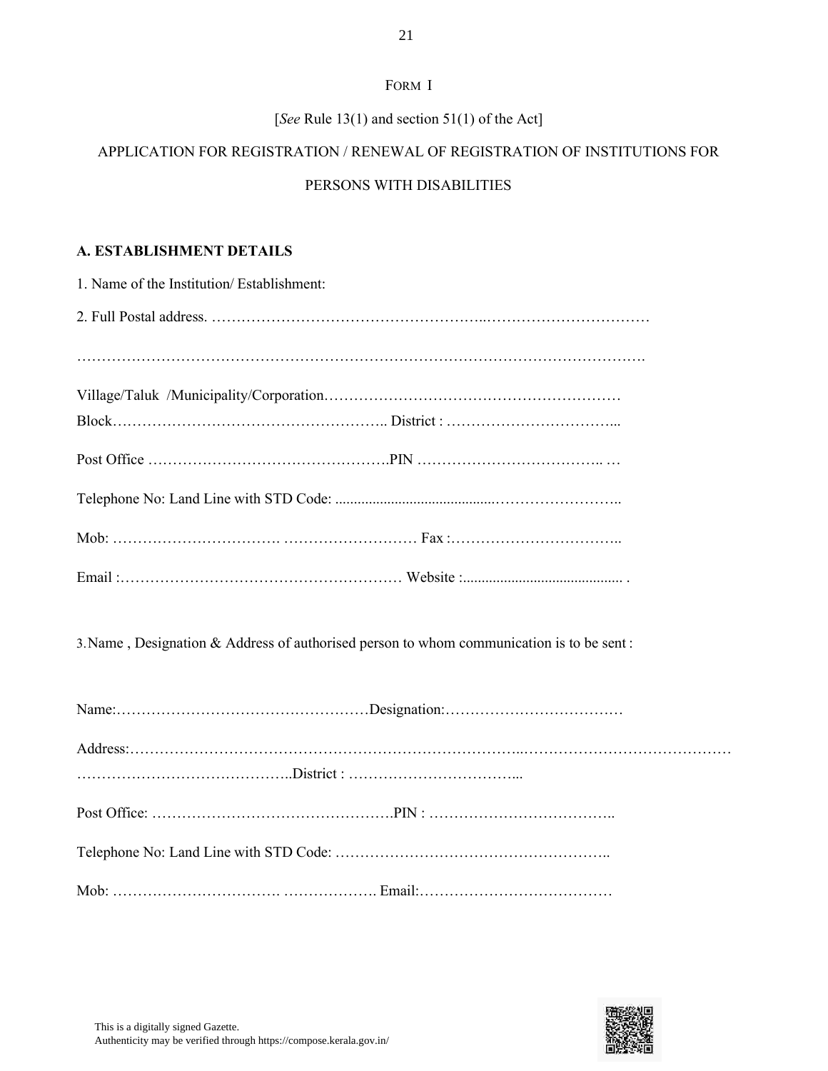FORM I

[*See* Rule 13(1) and section 51(1) of the Act]

APPLICATION FOR REGISTRATION / RENEWAL OF REGISTRATION OF INSTITUTIONS FOR PERSONS WITH DISABILITIES

**A. ESTABLISHMENT DETAILS**

1. Name of the Institution/ Establishment:

2. Full Postal address. ……………………………………………..……………………………

…………………………………………………………………………………………………….

Village/Taluk /Municipality/Corporation…………………………………………………
Block……………………………………………….. District : ……………………………...

Post Office ………………………………………….PIN ……………………………….. …

Telephone No: Land Line with STD Code: ..........................................……………………..

Mob: ……………………………. ……………………… Fax :……………………………..

Email :………………………………………………… Website :.......................................... .

3. Name , Designation & Address of authorised person to whom communication is to be sent :

Name:……………………………………………Designation:………………………………

Address:…………………………………………………………………..……………………………………
……………………………………..District : ……………………………...

Post Office: ………………………………………….PIN : ………………………………..

Telephone No: Land Line with STD Code: ………………………………………………..

Mob: ……………………………. ………………. Email:…………………………………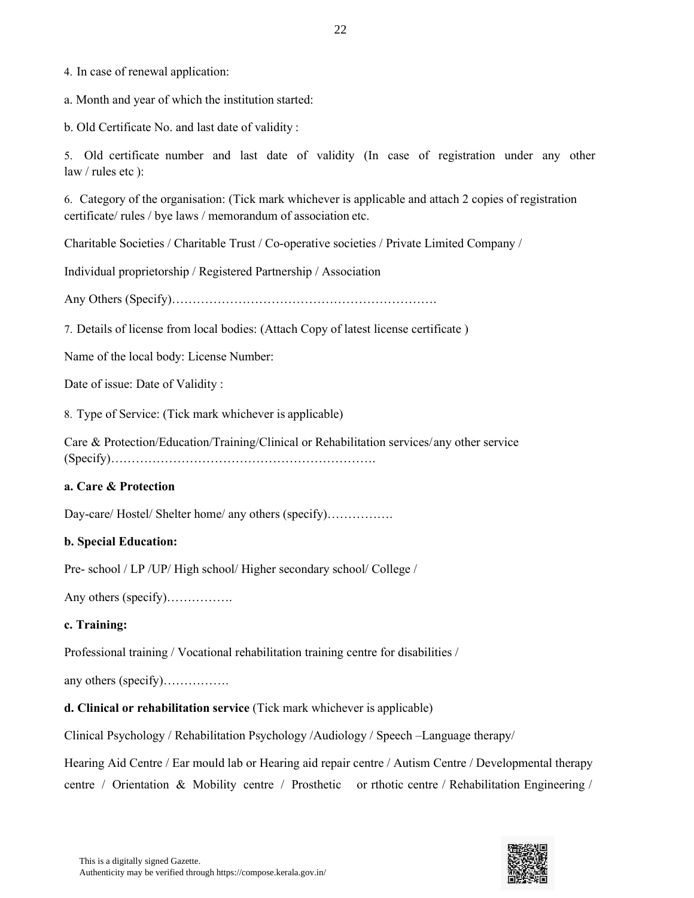4. In case of renewal application:

a. Month and year of which the institution started:

b. Old Certificate No. and last date of validity :

5. Old certificate number and last date of validity (In case of registration under any other law / rules etc ):

6. Category of the organisation: (Tick mark whichever is applicable and attach 2 copies of registration certificate/ rules / bye laws / memorandum of association etc.

Charitable Societies / Charitable Trust / Co-operative societies / Private Limited Company /

Individual proprietorship / Registered Partnership / Association

Any Others (Specify)……………………………………………………….

7. Details of license from local bodies: (Attach Copy of latest license certificate )

Name of the local body: License Number:

Date of issue: Date of Validity :

8. Type of Service: (Tick mark whichever is applicable)

Care & Protection/Education/Training/Clinical or Rehabilitation services/ any other service (Specify)……………………………………………………….

**a. Care & Protection**

Day-care/ Hostel/ Shelter home/ any others (specify)…………….

**b. Special Education:**

Pre- school / LP /UP/ High school/ Higher secondary school/ College /

Any others (specify)…………….

**c. Training:**

Professional training / Vocational rehabilitation training centre for disabilities /

any others (specify)…………….

**d. Clinical or rehabilitation service** (Tick mark whichever is applicable)

Clinical Psychology / Rehabilitation Psychology /Audiology / Speech –Language therapy/

Hearing Aid Centre / Ear mould lab or Hearing aid repair centre / Autism Centre / Developmental therapy centre / Orientation & Mobility centre / Prosthetic or rthotic centre / Rehabilitation Engineering /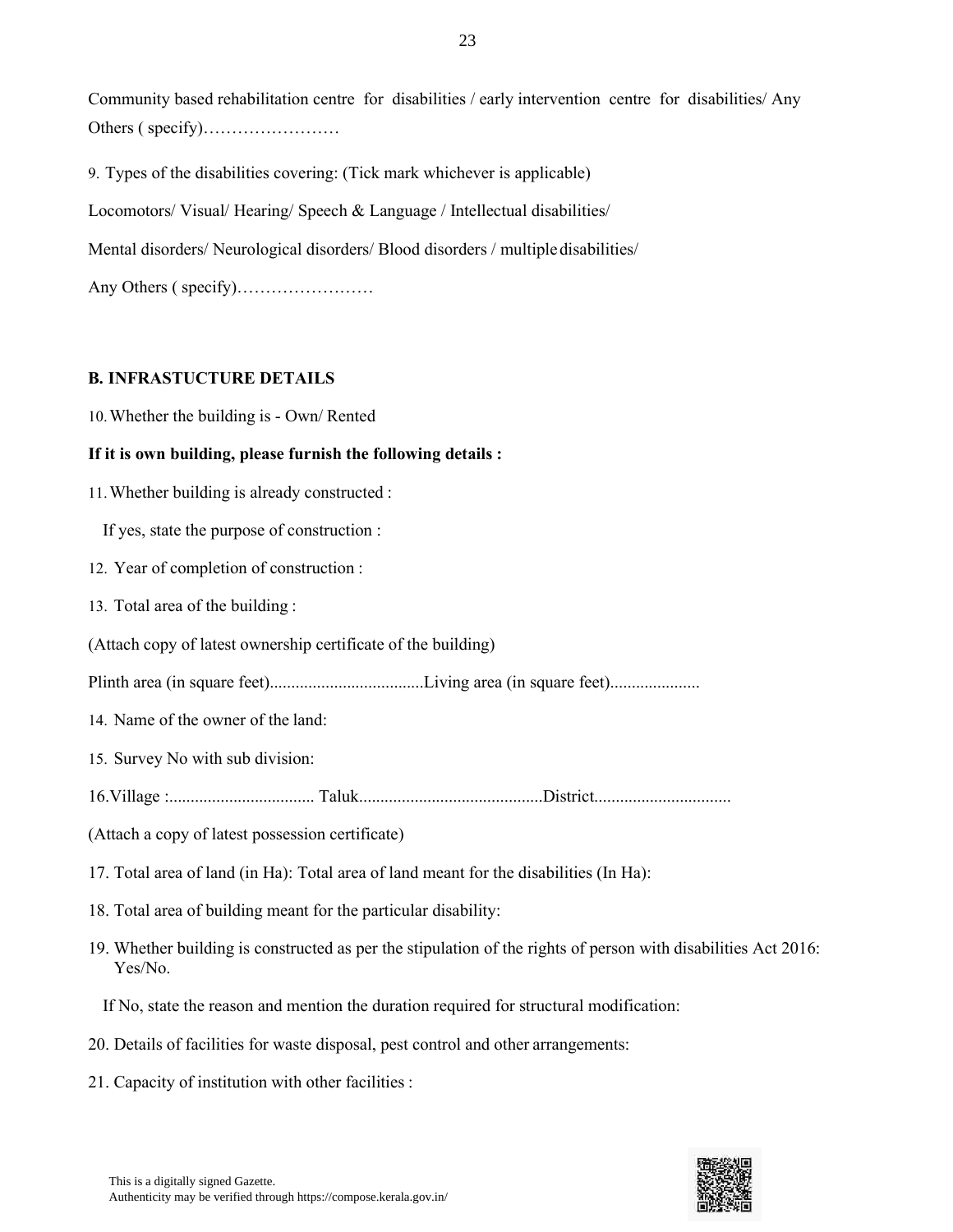Community based rehabilitation centre for disabilities / early intervention centre for disabilities/ Any Others ( specify)……………………

9. Types of the disabilities covering: (Tick mark whichever is applicable)

Locomotors/ Visual/ Hearing/ Speech & Language / Intellectual disabilities/

Mental disorders/ Neurological disorders/ Blood disorders / multiple disabilities/

Any Others ( specify)……………………

**B. INFRASTUCTURE DETAILS**

10. Whether the building is - Own/ Rented

**If it is own building, please furnish the following details :**

11. Whether building is already constructed :

If yes, state the purpose of construction :

12. Year of completion of construction :

13. Total area of the building :

(Attach copy of latest ownership certificate of the building)

Plinth area (in square feet)....................................Living area (in square feet).....................

14. Name of the owner of the land:

15. Survey No with sub division:

16.Village :.................................. Taluk...........................................District................................

(Attach a copy of latest possession certificate)

17. Total area of land (in Ha): Total area of land meant for the disabilities (In Ha):

18. Total area of building meant for the particular disability:

19. Whether building is constructed as per the stipulation of the rights of person with disabilities Act 2016: Yes/No.

If No, state the reason and mention the duration required for structural modification:

20. Details of facilities for waste disposal, pest control and other arrangements:

21. Capacity of institution with other facilities :

This is a digitally signed Gazette.
Authenticity may be verified through https://compose.kerala.gov.in/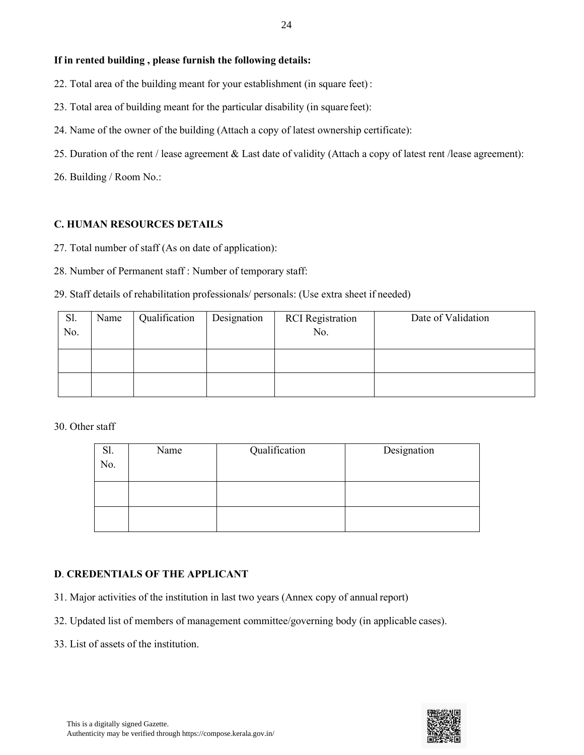**If in rented building , please furnish the following details:**

22. Total area of the building meant for your establishment (in square feet) :

23. Total area of building meant for the particular disability (in square feet):

24. Name of the owner of the building (Attach a copy of latest ownership certificate):

25. Duration of the rent / lease agreement & Last date of validity (Attach a copy of latest rent /lease agreement):

26. Building / Room No.:

**C. HUMAN RESOURCES DETAILS**

27. Total number of staff (As on date of application):

28. Number of Permanent staff : Number of temporary staff:

29. Staff details of rehabilitation professionals/ personals: (Use extra sheet if needed)

| Sl. No. | Name | Qualification | Designation | RCI Registration No. | Date of Validation |
|---|---|---|---|---|---|
| | | | | | |
| | | | | | |

30. Other staff

| Sl. No. | Name | Qualification | Designation |
|---|---|---|---|
| | | | |
| | | | |

**D. CREDENTIALS OF THE APPLICANT**

31. Major activities of the institution in last two years (Annex copy of annual report)

32. Updated list of members of management committee/governing body (in applicable cases).

33. List of assets of the institution.

This is a digitally signed Gazette.
Authenticity may be verified through https://compose.kerala.gov.in/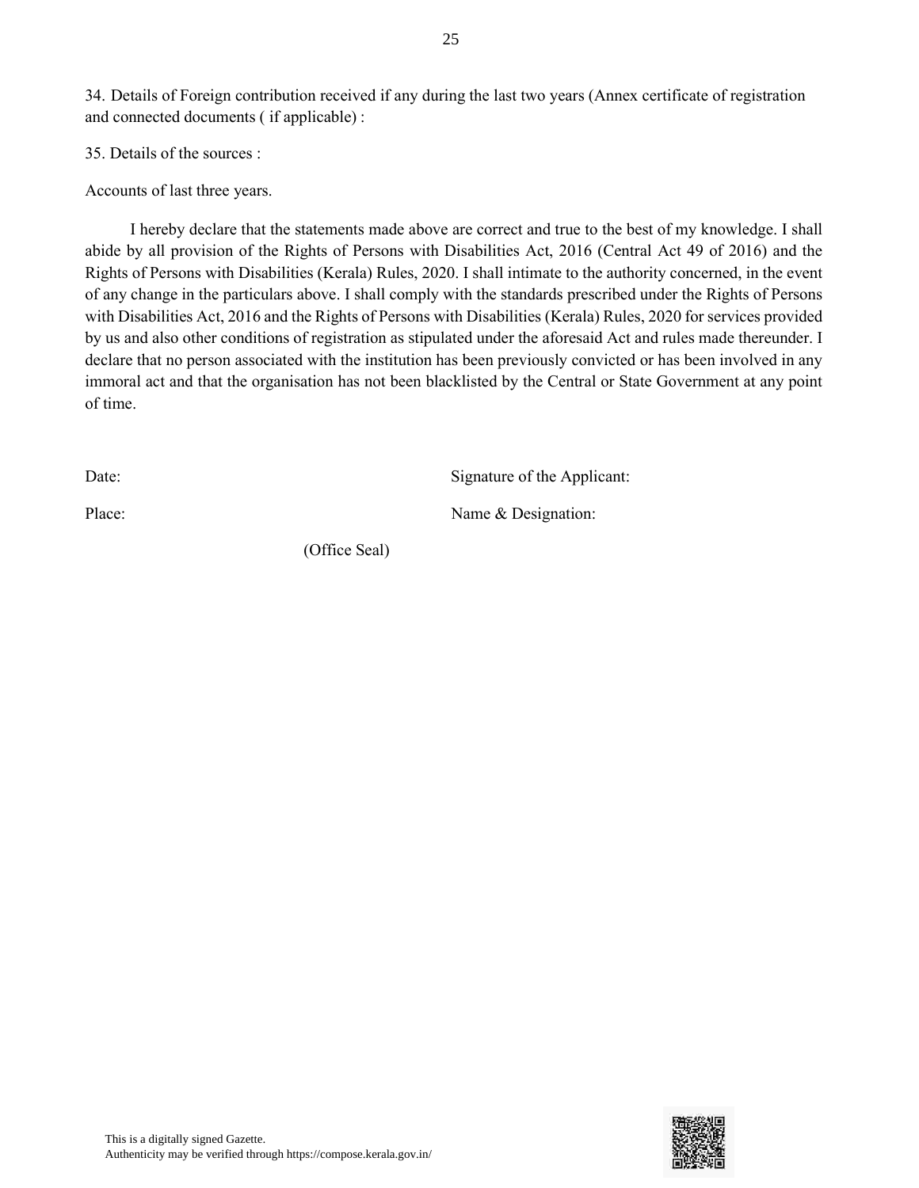34. Details of Foreign contribution received if any during the last two years (Annex certificate of registration and connected documents ( if applicable) :

35. Details of the sources :

Accounts of last three years.

I hereby declare that the statements made above are correct and true to the best of my knowledge. I shall abide by all provision of the Rights of Persons with Disabilities Act, 2016 (Central Act 49 of 2016) and the Rights of Persons with Disabilities (Kerala) Rules, 2020. I shall intimate to the authority concerned, in the event of any change in the particulars above. I shall comply with the standards prescribed under the Rights of Persons with Disabilities Act, 2016 and the Rights of Persons with Disabilities (Kerala) Rules, 2020 for services provided by us and also other conditions of registration as stipulated under the aforesaid Act and rules made thereunder. I declare that no person associated with the institution has been previously convicted or has been involved in any immoral act and that the organisation has not been blacklisted by the Central or State Government at any point of time.

Date: Signature of the Applicant:

Place: Name & Designation:

(Office Seal)

This is a digitally signed Gazette.
Authenticity may be verified through https://compose.kerala.gov.in/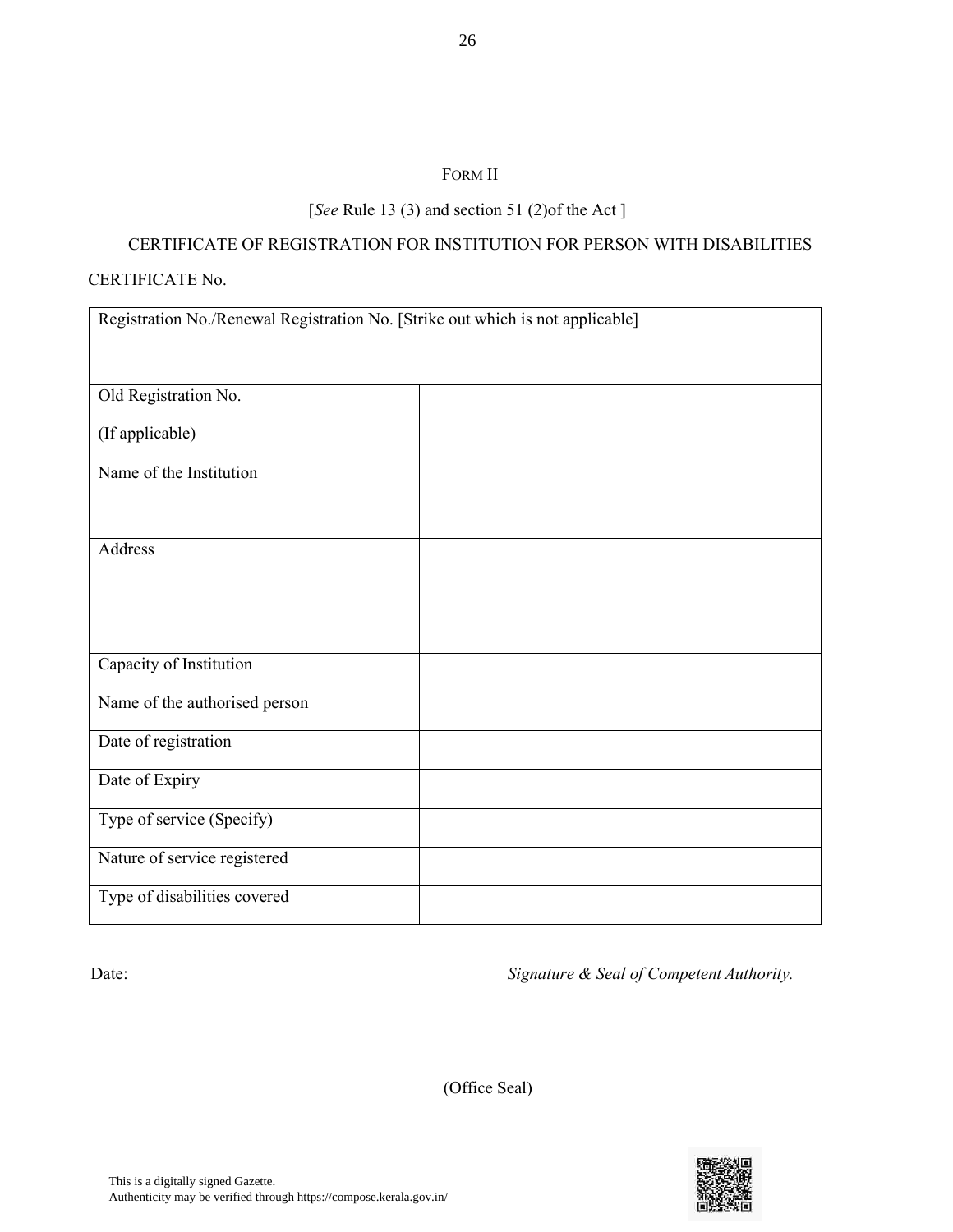FORM II

[*See* Rule 13 (3) and section 51 (2)of the Act ]

CERTIFICATE OF REGISTRATION FOR INSTITUTION FOR PERSON WITH DISABILITIES

CERTIFICATE No.

| Registration No./Renewal Registration No. [Strike out which is not applicable] | |
|---|---|
| Old Registration No. (If applicable) | |
| Name of the Institution | |
| Address | |
| Capacity of Institution | |
| Name of the authorised person | |
| Date of registration | |
| Date of Expiry | |
| Type of service (Specify) | |
| Nature of service registered | |
| Type of disabilities covered | |

Date: *Signature & Seal of Competent Authority.*

(Office Seal)

This is a digitally signed Gazette.
Authenticity may be verified through https://compose.kerala.gov.in/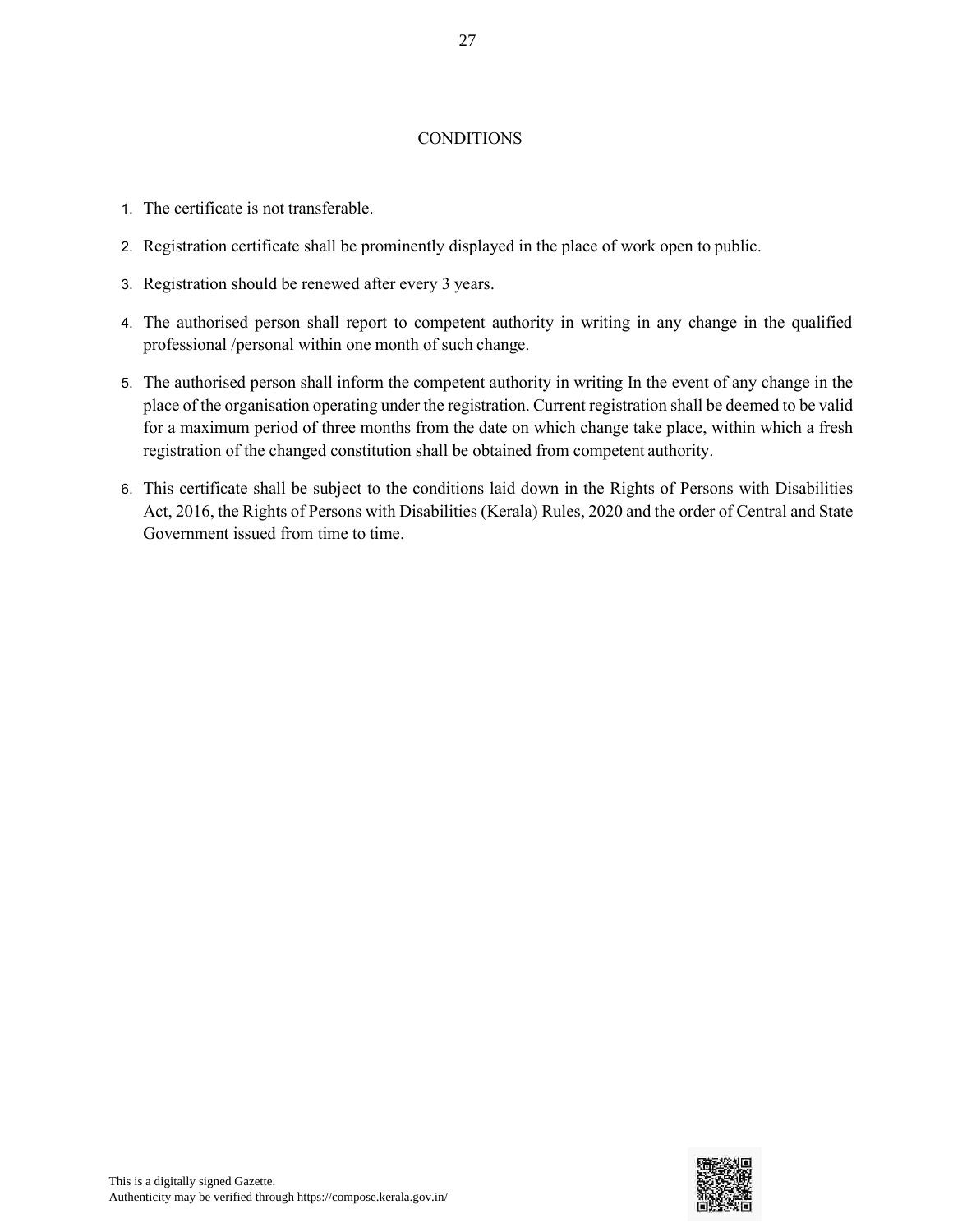## CONDITIONS

1. The certificate is not transferable.
2. Registration certificate shall be prominently displayed in the place of work open to public.
3. Registration should be renewed after every 3 years.
4. The authorised person shall report to competent authority in writing in any change in the qualified professional /personal within one month of such change.
5. The authorised person shall inform the competent authority in writing In the event of any change in the place of the organisation operating under the registration. Current registration shall be deemed to be valid for a maximum period of three months from the date on which change take place, within which a fresh registration of the changed constitution shall be obtained from competent authority.
6. This certificate shall be subject to the conditions laid down in the Rights of Persons with Disabilities Act, 2016, the Rights of Persons with Disabilities (Kerala) Rules, 2020 and the order of Central and State Government issued from time to time.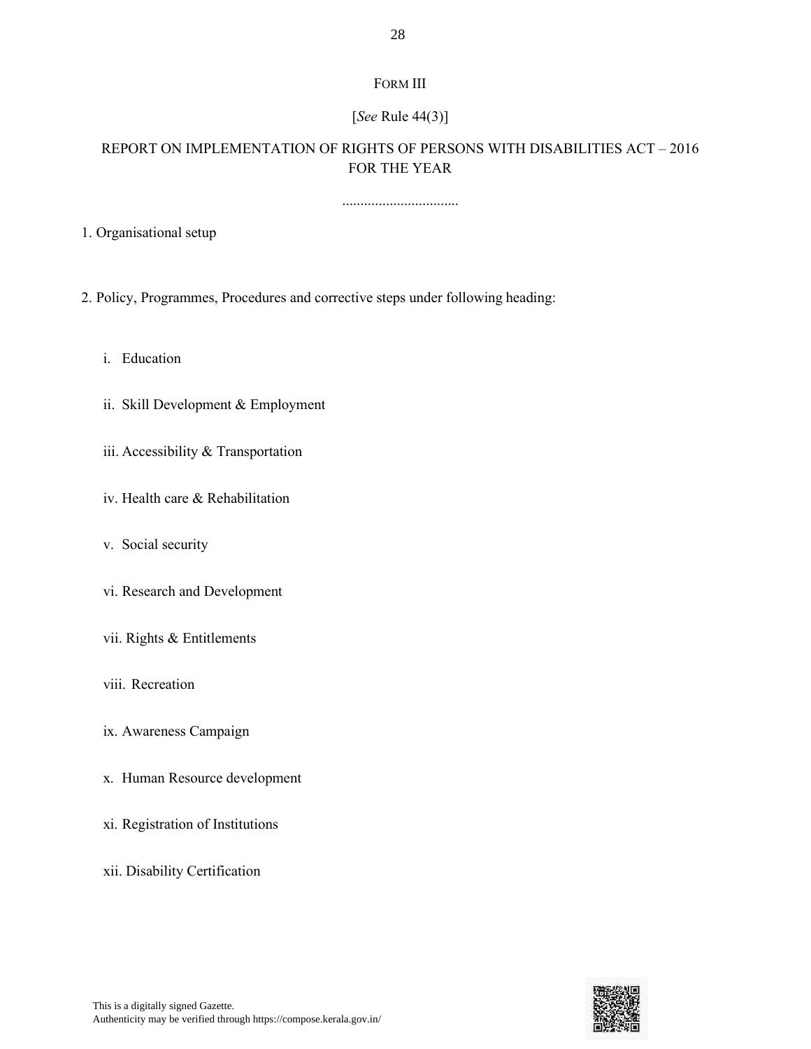# FORM III

[*See* Rule 44(3)]

## REPORT ON IMPLEMENTATION OF RIGHTS OF PERSONS WITH DISABILITIES ACT – 2016 FOR THE YEAR

................................

1. Organisational setup

2. Policy, Programmes, Procedures and corrective steps under following heading:

   i. Education

   ii. Skill Development & Employment

   iii. Accessibility & Transportation

   iv. Health care & Rehabilitation

   v. Social security

   vi. Research and Development

   vii. Rights & Entitlements

   viii. Recreation

   ix. Awareness Campaign

   x. Human Resource development

   xi. Registration of Institutions

   xii. Disability Certification

This is a digitally signed Gazette.
Authenticity may be verified through https://compose.kerala.gov.in/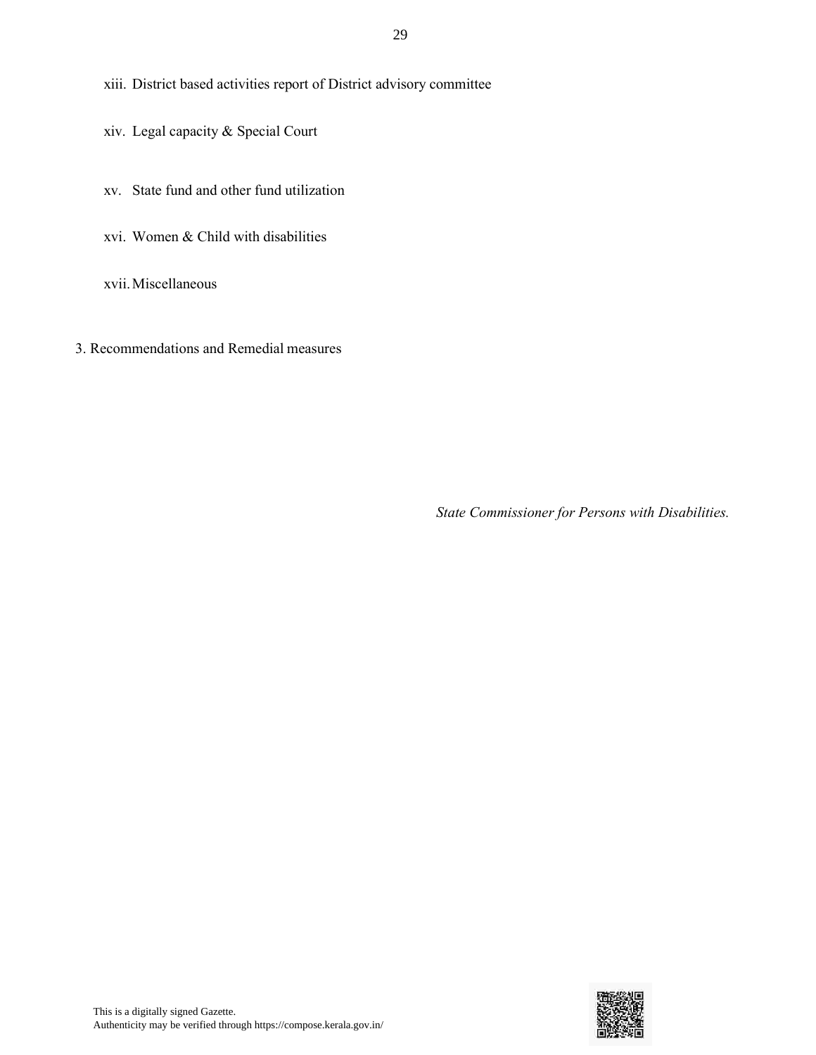xiii. District based activities report of District advisory committee

xiv. Legal capacity & Special Court

xv. State fund and other fund utilization

xvi. Women & Child with disabilities

xvii. Miscellaneous

3. Recommendations and Remedial measures

*State Commissioner for Persons with Disabilities.*

This is a digitally signed Gazette.
Authenticity may be verified through https://compose.kerala.gov.in/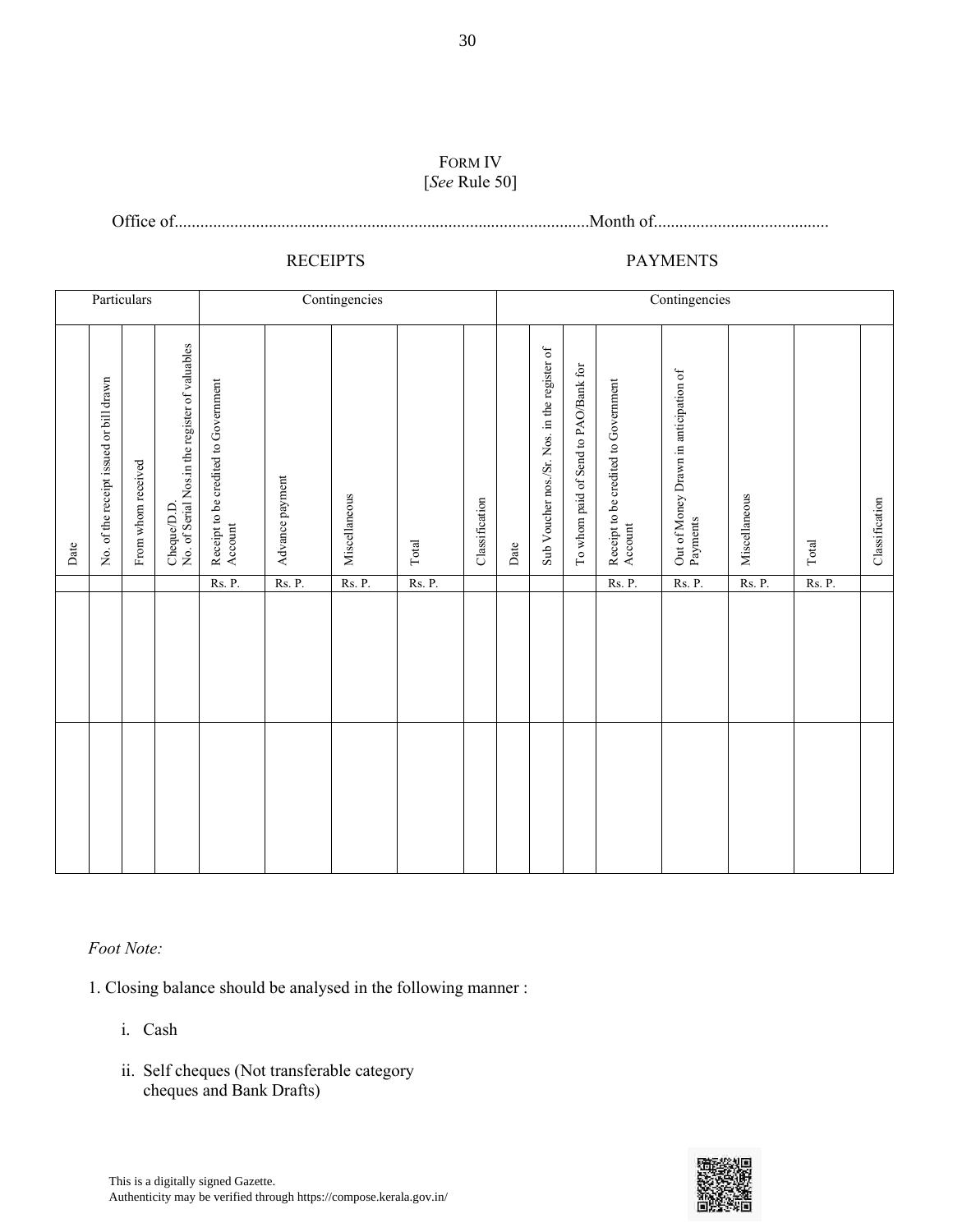FORM IV
[*See* Rule 50]

Office of.................................................................................................Month of.........................................

RECEIPTS PAYMENTS

| Particulars | | | | Contingencies | | | | | Contingencies | | | | | | | |
|---|---|---|---|---|---|---|---|---|---|---|---|---|---|---|---|---|
| Date | No. of the receipt issued or bill drawn | From whom received | Cheque/D.D. No. of Serial Nos.in the register of valuables | Receipt to be credited to Government Account | Advance payment | Miscellaneous | Total | Classification | Date | Sub Voucher nos./Sr. Nos. in the register of | To whom paid of Send to PAO/Bank for | Receipt to be credited to Government Account | Out of Money Drawn in anticipation of Payments | Miscellaneous | Total | Classification |
| | | | | Rs. P. | Rs. P. | Rs. P. | Rs. P. | | | | | Rs. P. | Rs. P. | Rs. P. | Rs. P. | |
| | | | | | | | | | | | | | | | | |
| | | | | | | | | | | | | | | | | |

*Foot Note:*

1. Closing balance should be analysed in the following manner :

   i. Cash

   ii. Self cheques (Not transferable category cheques and Bank Drafts)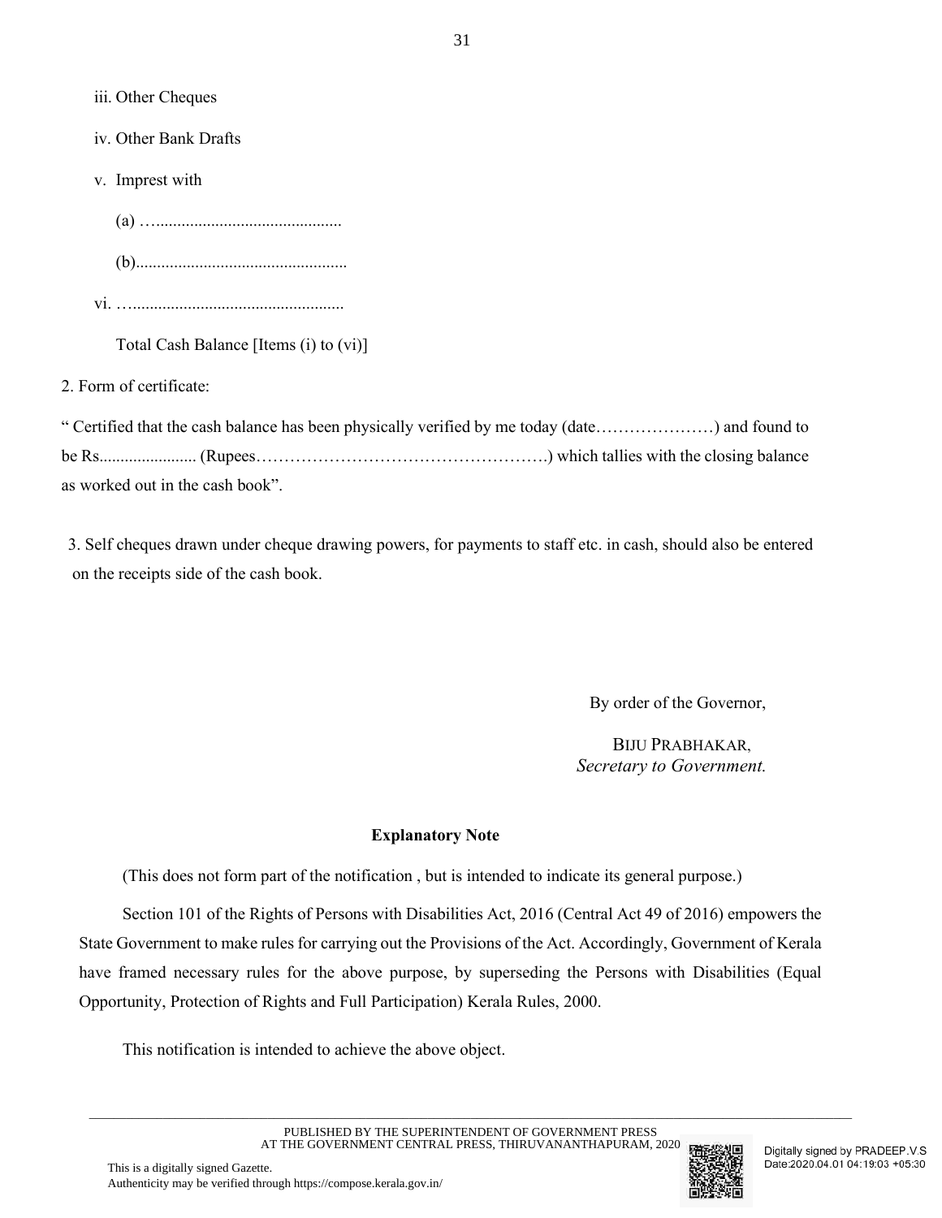iii. Other Cheques

iv. Other Bank Drafts

v. Imprest with

(a) …...........................................

(b).................................................

vi. …..................................................

Total Cash Balance [Items (i) to (vi)]

2. Form of certificate:

" Certified that the cash balance has been physically verified by me today (date…………………) and found to be Rs....................... (Rupees…………………………………………….) which tallies with the closing balance as worked out in the cash book".

3. Self cheques drawn under cheque drawing powers, for payments to staff etc. in cash, should also be entered on the receipts side of the cash book.

By order of the Governor,

BIJU PRABHAKAR,
*Secretary to Government.*

**Explanatory Note**

(This does not form part of the notification , but is intended to indicate its general purpose.)

Section 101 of the Rights of Persons with Disabilities Act, 2016 (Central Act 49 of 2016) empowers the State Government to make rules for carrying out the Provisions of the Act. Accordingly, Government of Kerala have framed necessary rules for the above purpose, by superseding the Persons with Disabilities (Equal Opportunity, Protection of Rights and Full Participation) Kerala Rules, 2000.

This notification is intended to achieve the above object.

PUBLISHED BY THE SUPERINTENDENT OF GOVERNMENT PRESS
AT THE GOVERNMENT CENTRAL PRESS, THIRUVANANTHAPURAM, 2020

This is a digitally signed Gazette.
Authenticity may be verified through https://compose.kerala.gov.in/

Digitally signed by PRADEEP.V.S
Date:2020.04.01 04:19:03 +05:30